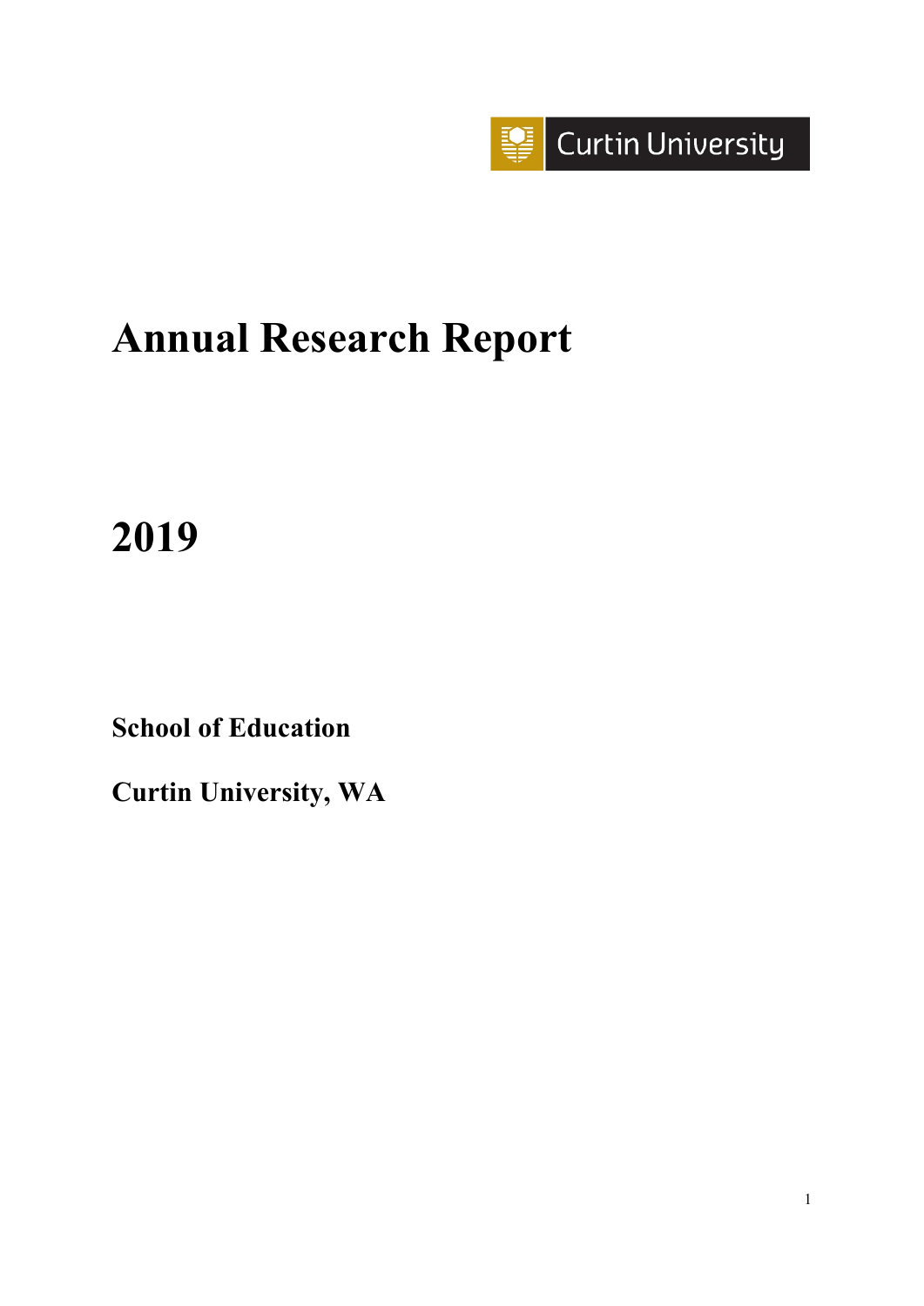Curtin University

# Annual Research Report

# 2019

**School of Education**

**Curtin University, WA**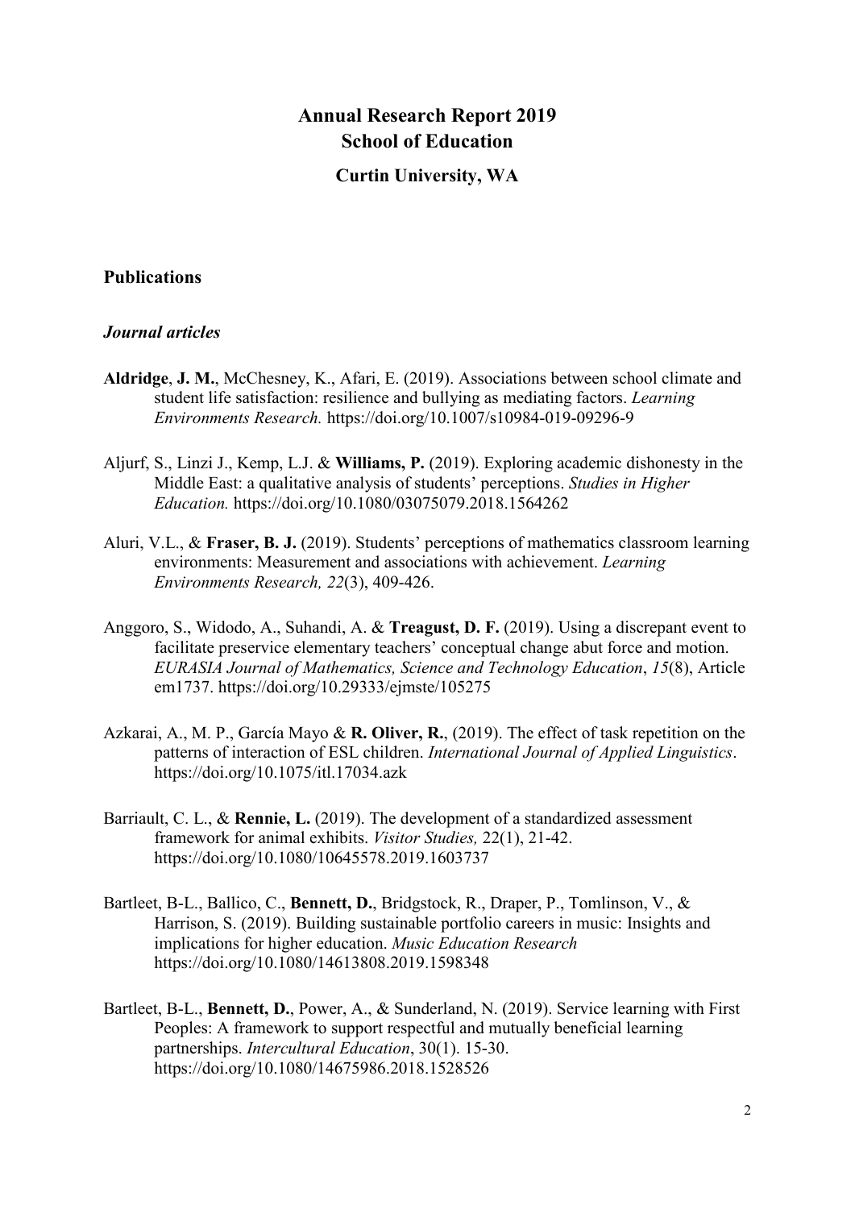# Annual Research Report 2019
# School of Education
## Curtin University, WA

## Publications

### *Journal articles*

**Aldridge**, **J. M.**, McChesney, K., Afari, E. (2019). Associations between school climate and student life satisfaction: resilience and bullying as mediating factors. *Learning Environments Research.* https://doi.org/10.1007/s10984-019-09296-9

Aljurf, S., Linzi J., Kemp, L.J. & **Williams, P.** (2019). Exploring academic dishonesty in the Middle East: a qualitative analysis of students' perceptions. *Studies in Higher Education.* https://doi.org/10.1080/03075079.2018.1564262

Aluri, V.L., & **Fraser, B. J.** (2019). Students' perceptions of mathematics classroom learning environments: Measurement and associations with achievement. *Learning Environments Research, 22*(3), 409-426.

Anggoro, S., Widodo, A., Suhandi, A. & **Treagust, D. F.** (2019). Using a discrepant event to facilitate preservice elementary teachers' conceptual change abut force and motion. *EURASIA Journal of Mathematics, Science and Technology Education*, *15*(8), Article em1737. https://doi.org/10.29333/ejmste/105275

Azkarai, A., M. P., García Mayo & **R. Oliver, R.**, (2019). The effect of task repetition on the patterns of interaction of ESL children. *International Journal of Applied Linguistics*. https://doi.org/10.1075/itl.17034.azk

Barriault, C. L., & **Rennie, L.** (2019). The development of a standardized assessment framework for animal exhibits. *Visitor Studies,* 22(1), 21-42. https://doi.org/10.1080/10645578.2019.1603737

Bartleet, B-L., Ballico, C., **Bennett, D.**, Bridgstock, R., Draper, P., Tomlinson, V., & Harrison, S. (2019). Building sustainable portfolio careers in music: Insights and implications for higher education. *Music Education Research* https://doi.org/10.1080/14613808.2019.1598348

Bartleet, B-L., **Bennett, D.**, Power, A., & Sunderland, N. (2019). Service learning with First Peoples: A framework to support respectful and mutually beneficial learning partnerships. *Intercultural Education*, 30(1). 15-30. https://doi.org/10.1080/14675986.2018.1528526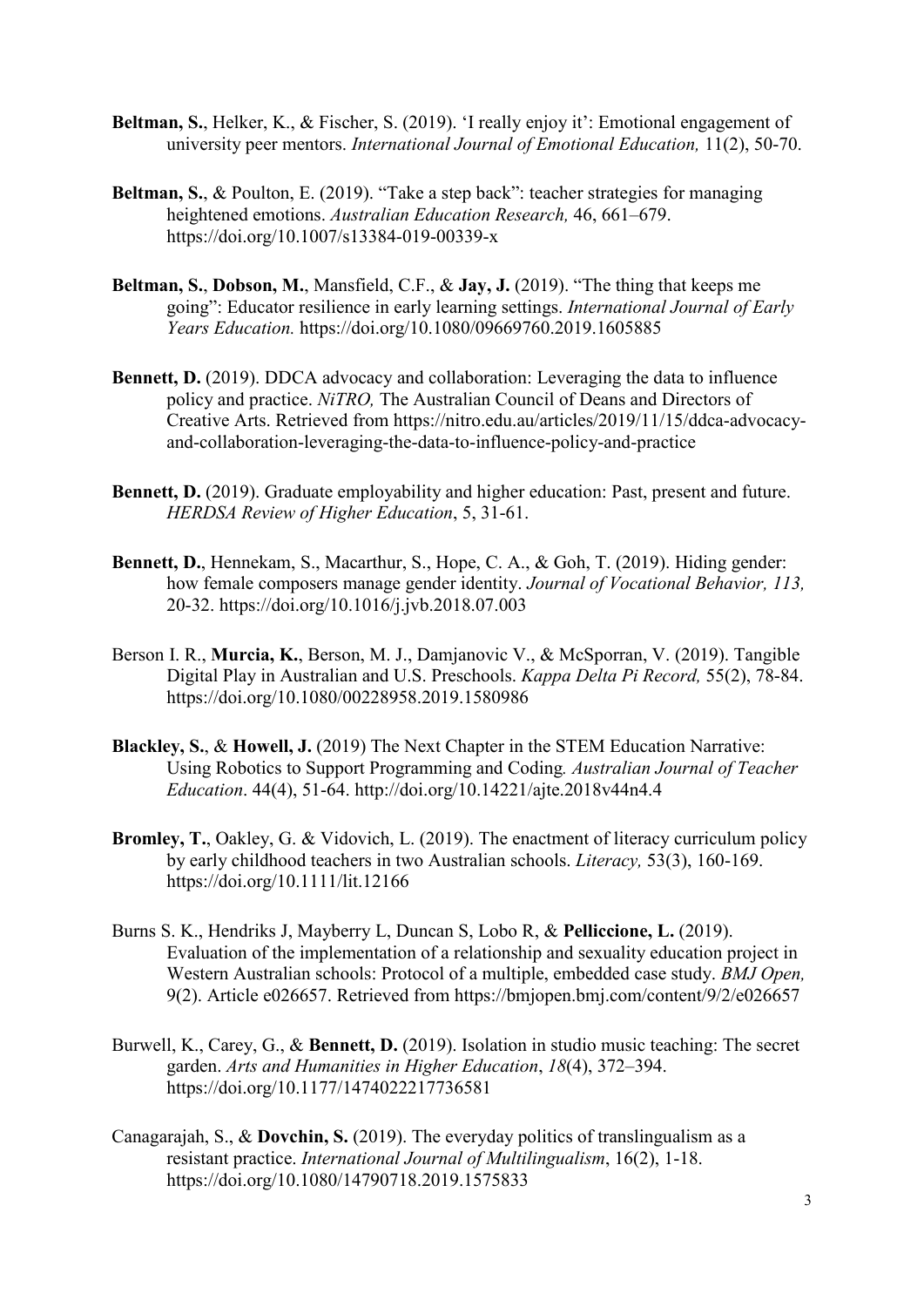**Beltman, S.**, Helker, K., & Fischer, S. (2019). 'I really enjoy it': Emotional engagement of university peer mentors. *International Journal of Emotional Education,* 11(2), 50-70.

**Beltman, S.**, & Poulton, E. (2019). "Take a step back": teacher strategies for managing heightened emotions. *Australian Education Research,* 46, 661–679. https://doi.org/10.1007/s13384-019-00339-x

**Beltman, S.**, **Dobson, M.**, Mansfield, C.F., & **Jay, J.** (2019). "The thing that keeps me going": Educator resilience in early learning settings. *International Journal of Early Years Education.* https://doi.org/10.1080/09669760.2019.1605885

**Bennett, D.** (2019). DDCA advocacy and collaboration: Leveraging the data to influence policy and practice. *NiTRO,* The Australian Council of Deans and Directors of Creative Arts. Retrieved from https://nitro.edu.au/articles/2019/11/15/ddca-advocacy-and-collaboration-leveraging-the-data-to-influence-policy-and-practice

**Bennett, D.** (2019). Graduate employability and higher education: Past, present and future. *HERDSA Review of Higher Education*, 5, 31-61.

**Bennett, D.**, Hennekam, S., Macarthur, S., Hope, C. A., & Goh, T. (2019). Hiding gender: how female composers manage gender identity. *Journal of Vocational Behavior, 113,* 20-32. https://doi.org/10.1016/j.jvb.2018.07.003

Berson I. R., **Murcia, K.**, Berson, M. J., Damjanovic V., & McSporran, V. (2019). Tangible Digital Play in Australian and U.S. Preschools. *Kappa Delta Pi Record,* 55(2), 78-84. https://doi.org/10.1080/00228958.2019.1580986

**Blackley, S.**, & **Howell, J.** (2019) The Next Chapter in the STEM Education Narrative: Using Robotics to Support Programming and Coding*. Australian Journal of Teacher Education*. 44(4), 51-64. http://doi.org/10.14221/ajte.2018v44n4.4

**Bromley, T.**, Oakley, G. & Vidovich, L. (2019). The enactment of literacy curriculum policy by early childhood teachers in two Australian schools. *Literacy,* 53(3), 160-169. https://doi.org/10.1111/lit.12166

Burns S. K., Hendriks J, Mayberry L, Duncan S, Lobo R, & **Pelliccione, L.** (2019). Evaluation of the implementation of a relationship and sexuality education project in Western Australian schools: Protocol of a multiple, embedded case study. *BMJ Open,* 9(2). Article e026657. Retrieved from https://bmjopen.bmj.com/content/9/2/e026657

Burwell, K., Carey, G., & **Bennett, D.** (2019). Isolation in studio music teaching: The secret garden. *Arts and Humanities in Higher Education*, *18*(4), 372–394. https://doi.org/10.1177/1474022217736581

Canagarajah, S., & **Dovchin, S.** (2019). The everyday politics of translingualism as a resistant practice. *International Journal of Multilingualism*, 16(2), 1-18. https://doi.org/10.1080/14790718.2019.1575833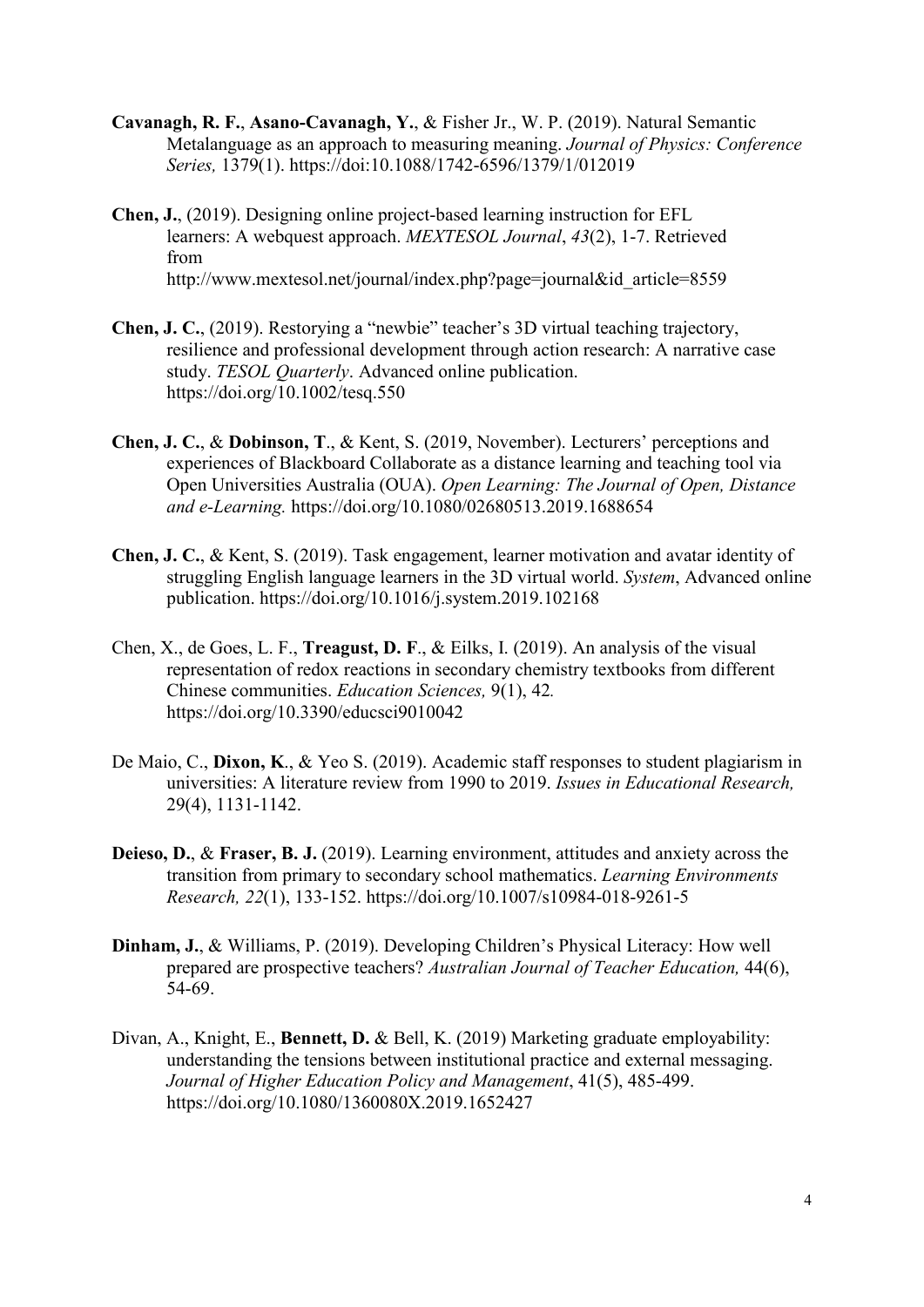**Cavanagh, R. F.**, **Asano-Cavanagh, Y.**, & Fisher Jr., W. P. (2019). Natural Semantic Metalanguage as an approach to measuring meaning. *Journal of Physics: Conference Series,* 1379(1). https://doi:10.1088/1742-6596/1379/1/012019

**Chen, J.**, (2019). Designing online project-based learning instruction for EFL learners: A webquest approach. *MEXTESOL Journal*, *43*(2), 1-7. Retrieved from http://www.mextesol.net/journal/index.php?page=journal&id_article=8559

**Chen, J. C.**, (2019). Restorying a "newbie" teacher's 3D virtual teaching trajectory, resilience and professional development through action research: A narrative case study. *TESOL Quarterly*. Advanced online publication. https://doi.org/10.1002/tesq.550

**Chen, J. C.**, & **Dobinson, T**., & Kent, S. (2019, November). Lecturers' perceptions and experiences of Blackboard Collaborate as a distance learning and teaching tool via Open Universities Australia (OUA). *Open Learning: The Journal of Open, Distance and e-Learning.* https://doi.org/10.1080/02680513.2019.1688654

**Chen, J. C.**, & Kent, S. (2019). Task engagement, learner motivation and avatar identity of struggling English language learners in the 3D virtual world. *System*, Advanced online publication. https://doi.org/10.1016/j.system.2019.102168

Chen, X., de Goes, L. F., **Treagust, D. F**., & Eilks, I. (2019). An analysis of the visual representation of redox reactions in secondary chemistry textbooks from different Chinese communities. *Education Sciences,* 9(1), 42*.* https://doi.org/10.3390/educsci9010042

De Maio, C., **Dixon, K**., & Yeo S. (2019). Academic staff responses to student plagiarism in universities: A literature review from 1990 to 2019. *Issues in Educational Research,* 29(4), 1131-1142.

**Deieso, D.**, & **Fraser, B. J.** (2019). Learning environment, attitudes and anxiety across the transition from primary to secondary school mathematics. *Learning Environments Research, 22*(1), 133-152. https://doi.org/10.1007/s10984-018-9261-5

**Dinham, J.**, & Williams, P. (2019). Developing Children's Physical Literacy: How well prepared are prospective teachers? *Australian Journal of Teacher Education,* 44(6), 54-69.

Divan, A., Knight, E., **Bennett, D.** & Bell, K. (2019) Marketing graduate employability: understanding the tensions between institutional practice and external messaging. *Journal of Higher Education Policy and Management*, 41(5), 485-499. https://doi.org/10.1080/1360080X.2019.1652427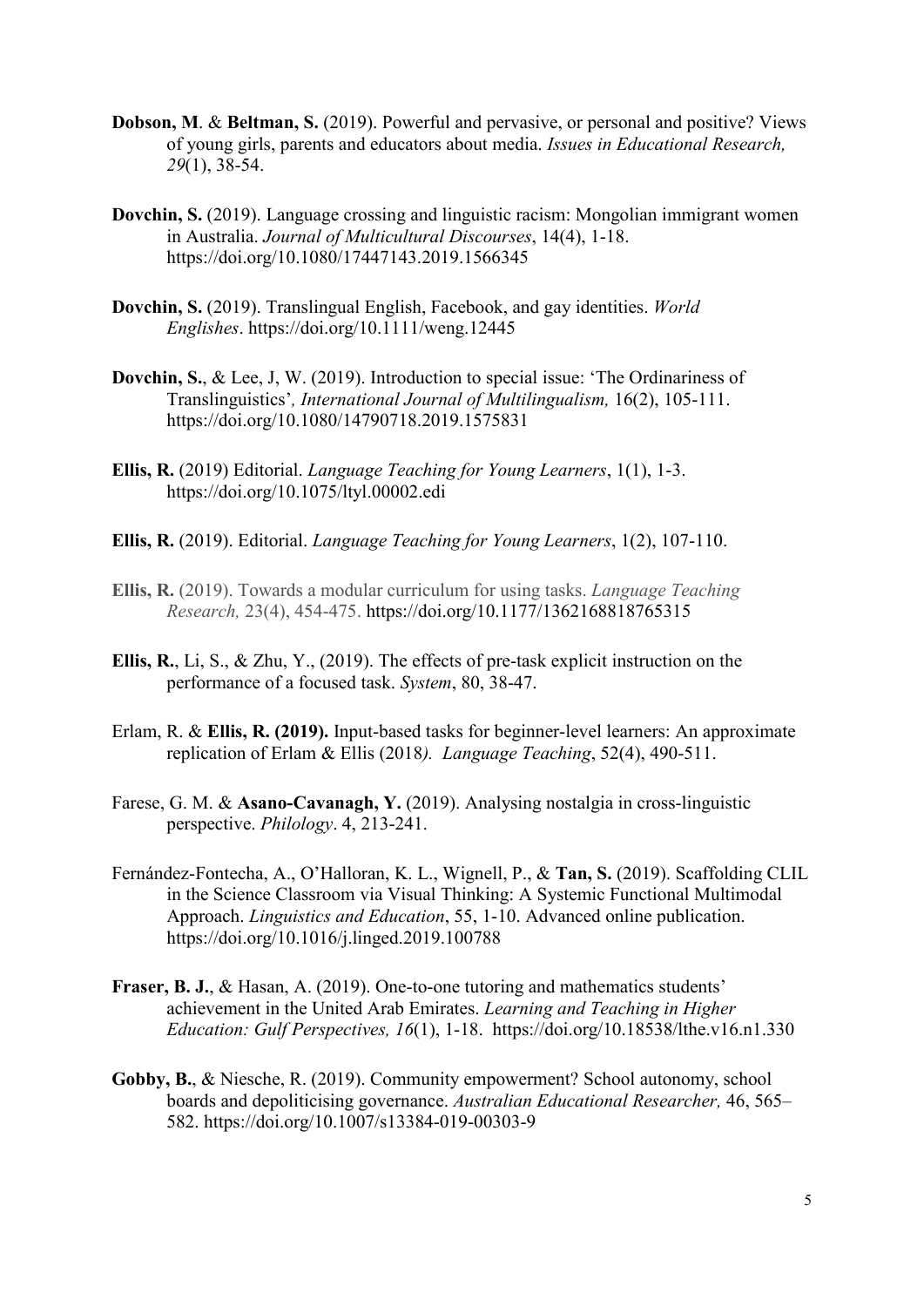**Dobson, M**. & **Beltman, S.** (2019). Powerful and pervasive, or personal and positive? Views of young girls, parents and educators about media. *Issues in Educational Research, 29*(1), 38-54.

**Dovchin, S.** (2019). Language crossing and linguistic racism: Mongolian immigrant women in Australia. *Journal of Multicultural Discourses*, 14(4), 1-18. https://doi.org/10.1080/17447143.2019.1566345

**Dovchin, S.** (2019). Translingual English, Facebook, and gay identities. *World Englishes*. https://doi.org/10.1111/weng.12445

**Dovchin, S.**, & Lee, J, W. (2019). Introduction to special issue: 'The Ordinariness of Translinguistics'*, International Journal of Multilingualism,* 16(2), 105-111. https://doi.org/10.1080/14790718.2019.1575831

**Ellis, R.** (2019) Editorial. *Language Teaching for Young Learners*, 1(1), 1-3. https://doi.org/10.1075/ltyl.00002.edi

**Ellis, R.** (2019). Editorial. *Language Teaching for Young Learners*, 1(2), 107-110.

**Ellis, R.** (2019). Towards a modular curriculum for using tasks. *Language Teaching Research,* 23(4), 454-475. https://doi.org/10.1177/1362168818765315

**Ellis, R.**, Li, S., & Zhu, Y., (2019). The effects of pre-task explicit instruction on the performance of a focused task. *System*, 80, 38-47.

Erlam, R. & **Ellis, R. (2019).** Input-based tasks for beginner-level learners: An approximate replication of Erlam & Ellis (2018*). Language Teaching*, 52(4), 490-511.

Farese, G. M. & **Asano-Cavanagh, Y.** (2019). Analysing nostalgia in cross-linguistic perspective. *Philology*. 4, 213-241.

Fernández-Fontecha, A., O'Halloran, K. L., Wignell, P., & **Tan, S.** (2019). Scaffolding CLIL in the Science Classroom via Visual Thinking: A Systemic Functional Multimodal Approach. *Linguistics and Education*, 55, 1-10. Advanced online publication. https://doi.org/10.1016/j.linged.2019.100788

**Fraser, B. J.**, & Hasan, A. (2019). One-to-one tutoring and mathematics students' achievement in the United Arab Emirates. *Learning and Teaching in Higher Education: Gulf Perspectives, 16*(1), 1-18. https://doi.org/10.18538/lthe.v16.n1.330

**Gobby, B.**, & Niesche, R. (2019). Community empowerment? School autonomy, school boards and depoliticising governance. *Australian Educational Researcher,* 46, 565–582. https://doi.org/10.1007/s13384-019-00303-9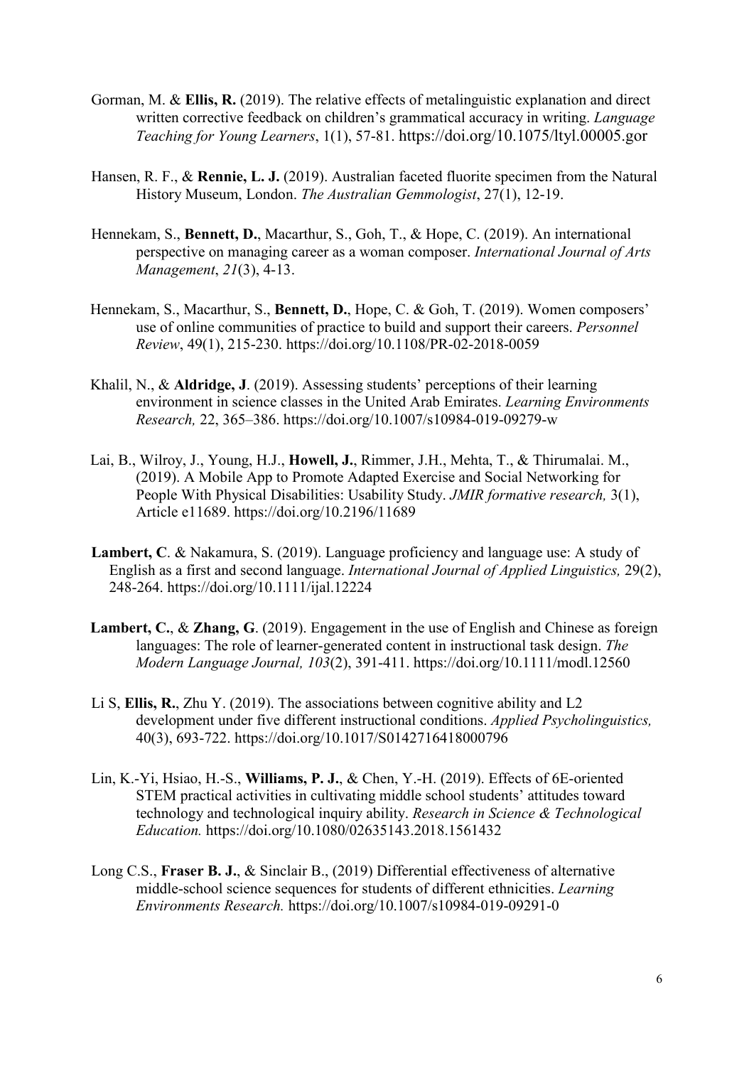Gorman, M. & **Ellis, R.** (2019). The relative effects of metalinguistic explanation and direct written corrective feedback on children's grammatical accuracy in writing. *Language Teaching for Young Learners*, 1(1), 57-81. https://doi.org/10.1075/ltyl.00005.gor

Hansen, R. F., & **Rennie, L. J.** (2019). Australian faceted fluorite specimen from the Natural History Museum, London. *The Australian Gemmologist*, 27(1), 12-19.

Hennekam, S., **Bennett, D.**, Macarthur, S., Goh, T., & Hope, C. (2019). An international perspective on managing career as a woman composer. *International Journal of Arts Management*, *21*(3), 4-13.

Hennekam, S., Macarthur, S., **Bennett, D.**, Hope, C. & Goh, T. (2019). Women composers' use of online communities of practice to build and support their careers. *Personnel Review*, 49(1), 215-230. https://doi.org/10.1108/PR-02-2018-0059

Khalil, N., & **Aldridge, J**. (2019). Assessing students' perceptions of their learning environment in science classes in the United Arab Emirates. *Learning Environments Research,* 22, 365–386. https://doi.org/10.1007/s10984-019-09279-w

Lai, B., Wilroy, J., Young, H.J., **Howell, J.**, Rimmer, J.H., Mehta, T., & Thirumalai. M., (2019). A Mobile App to Promote Adapted Exercise and Social Networking for People With Physical Disabilities: Usability Study. *JMIR formative research,* 3(1), Article e11689. https://doi.org/10.2196/11689

**Lambert, C**. & Nakamura, S. (2019). Language proficiency and language use: A study of English as a first and second language. *International Journal of Applied Linguistics,* 29(2), 248-264. https://doi.org/10.1111/ijal.12224

**Lambert, C.**, & **Zhang, G**. (2019). Engagement in the use of English and Chinese as foreign languages: The role of learner-generated content in instructional task design. *The Modern Language Journal, 103*(2), 391-411. https://doi.org/10.1111/modl.12560

Li S, **Ellis, R.**, Zhu Y. (2019). The associations between cognitive ability and L2 development under five different instructional conditions. *Applied Psycholinguistics,* 40(3), 693-722. https://doi.org/10.1017/S0142716418000796

Lin, K.-Yi, Hsiao, H.-S., **Williams, P. J.**, & Chen, Y.-H. (2019). Effects of 6E-oriented STEM practical activities in cultivating middle school students' attitudes toward technology and technological inquiry ability. *Research in Science & Technological Education.* https://doi.org/10.1080/02635143.2018.1561432

Long C.S., **Fraser B. J.**, & Sinclair B., (2019) Differential effectiveness of alternative middle-school science sequences for students of different ethnicities. *Learning Environments Research.* https://doi.org/10.1007/s10984-019-09291-0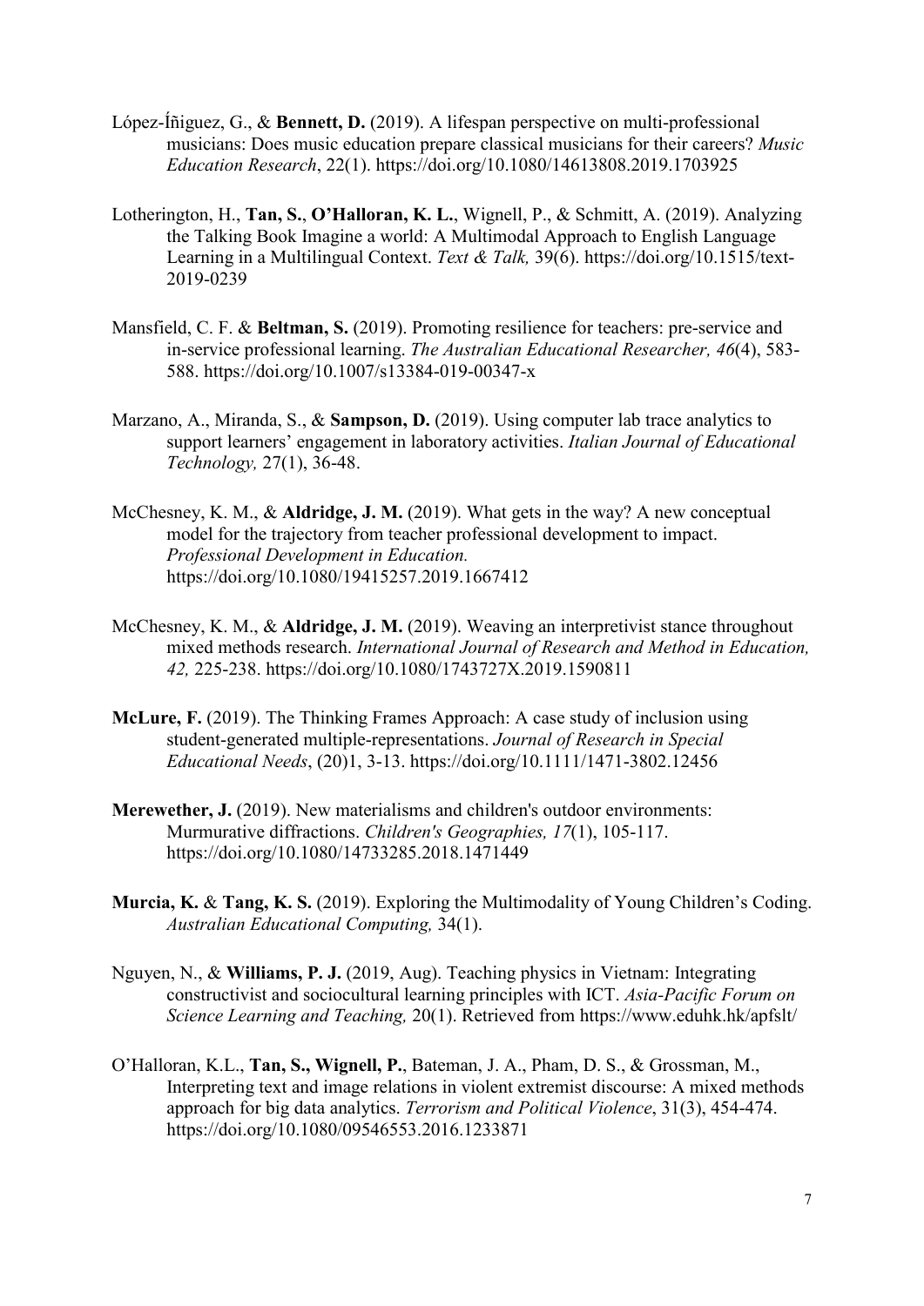López-Íñiguez, G., & **Bennett, D.** (2019). A lifespan perspective on multi-professional musicians: Does music education prepare classical musicians for their careers? *Music Education Research*, 22(1). https://doi.org/10.1080/14613808.2019.1703925

Lotherington, H., **Tan, S.**, **O'Halloran, K. L.**, Wignell, P., & Schmitt, A. (2019). Analyzing the Talking Book Imagine a world: A Multimodal Approach to English Language Learning in a Multilingual Context. *Text & Talk,* 39(6). https://doi.org/10.1515/text-2019-0239

Mansfield, C. F. & **Beltman, S.** (2019). Promoting resilience for teachers: pre-service and in-service professional learning. *The Australian Educational Researcher, 46*(4), 583-588. https://doi.org/10.1007/s13384-019-00347-x

Marzano, A., Miranda, S., & **Sampson, D.** (2019). Using computer lab trace analytics to support learners' engagement in laboratory activities. *Italian Journal of Educational Technology,* 27(1), 36-48.

McChesney, K. M., & **Aldridge, J. M.** (2019). What gets in the way? A new conceptual model for the trajectory from teacher professional development to impact. *Professional Development in Education.* https://doi.org/10.1080/19415257.2019.1667412

McChesney, K. M., & **Aldridge, J. M.** (2019). Weaving an interpretivist stance throughout mixed methods research. *International Journal of Research and Method in Education, 42,* 225-238. https://doi.org/10.1080/1743727X.2019.1590811

**McLure, F.** (2019). The Thinking Frames Approach: A case study of inclusion using student-generated multiple-representations. *Journal of Research in Special Educational Needs*, (20)1, 3-13. https://doi.org/10.1111/1471-3802.12456

**Merewether, J.** (2019). New materialisms and children's outdoor environments: Murmurative diffractions. *Children's Geographies, 17*(1), 105-117. https://doi.org/10.1080/14733285.2018.1471449

**Murcia, K.** & **Tang, K. S.** (2019). Exploring the Multimodality of Young Children's Coding. *Australian Educational Computing,* 34(1).

Nguyen, N., & **Williams, P. J.** (2019, Aug). Teaching physics in Vietnam: Integrating constructivist and sociocultural learning principles with ICT. *Asia-Pacific Forum on Science Learning and Teaching,* 20(1). Retrieved from https://www.eduhk.hk/apfslt/

O'Halloran, K.L., **Tan, S., Wignell, P.**, Bateman, J. A., Pham, D. S., & Grossman, M., Interpreting text and image relations in violent extremist discourse: A mixed methods approach for big data analytics. *Terrorism and Political Violence*, 31(3), 454-474. https://doi.org/10.1080/09546553.2016.1233871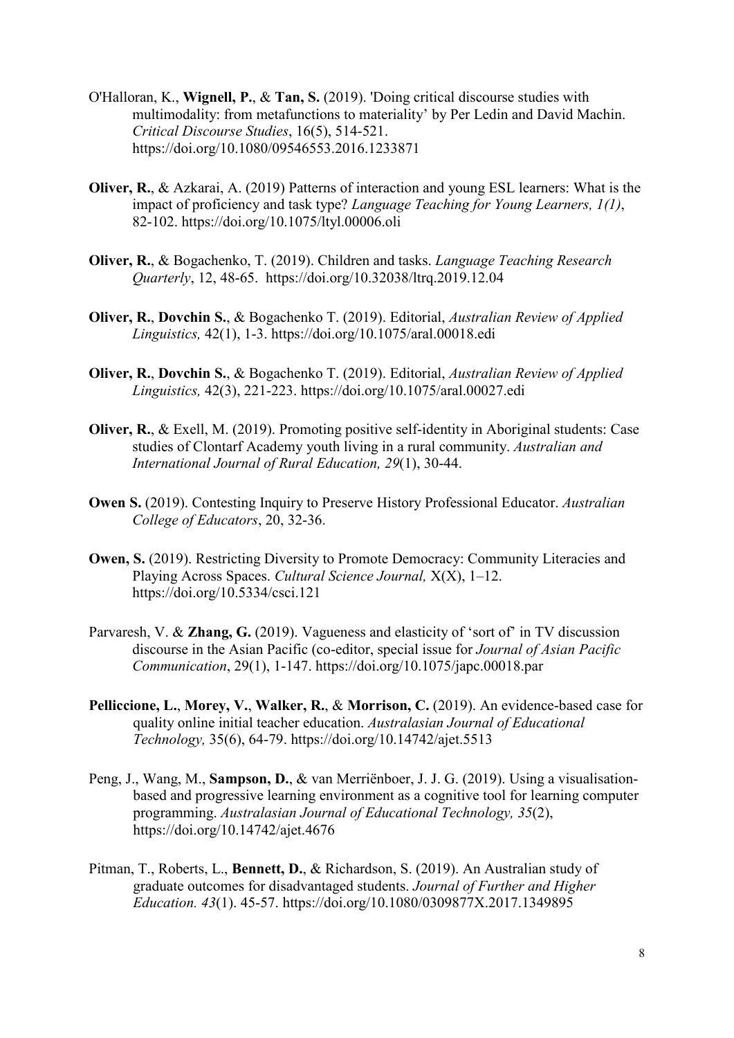O'Halloran, K., **Wignell, P.**, & **Tan, S.** (2019). 'Doing critical discourse studies with multimodality: from metafunctions to materiality' by Per Ledin and David Machin. *Critical Discourse Studies*, 16(5), 514-521. https://doi.org/10.1080/09546553.2016.1233871

**Oliver, R.**, & Azkarai, A. (2019) Patterns of interaction and young ESL learners: What is the impact of proficiency and task type? *Language Teaching for Young Learners, 1(1)*, 82-102. https://doi.org/10.1075/ltyl.00006.oli

**Oliver, R.**, & Bogachenko, T. (2019). Children and tasks. *Language Teaching Research Quarterly*, 12, 48-65. https://doi.org/10.32038/ltrq.2019.12.04

**Oliver, R.**, **Dovchin S.**, & Bogachenko T. (2019). Editorial, *Australian Review of Applied Linguistics,* 42(1), 1-3. https://doi.org/10.1075/aral.00018.edi

**Oliver, R.**, **Dovchin S.**, & Bogachenko T. (2019). Editorial, *Australian Review of Applied Linguistics,* 42(3), 221-223. https://doi.org/10.1075/aral.00027.edi

**Oliver, R.**, & Exell, M. (2019). Promoting positive self-identity in Aboriginal students: Case studies of Clontarf Academy youth living in a rural community. *Australian and International Journal of Rural Education, 29*(1), 30-44.

**Owen S.** (2019). Contesting Inquiry to Preserve History Professional Educator. *Australian College of Educators*, 20, 32-36.

**Owen, S.** (2019). Restricting Diversity to Promote Democracy: Community Literacies and Playing Across Spaces. *Cultural Science Journal,* X(X), 1–12. https://doi.org/10.5334/csci.121

Parvaresh, V. & **Zhang, G.** (2019). Vagueness and elasticity of 'sort of' in TV discussion discourse in the Asian Pacific (co-editor, special issue for *Journal of Asian Pacific Communication*, 29(1), 1-147. https://doi.org/10.1075/japc.00018.par

**Pelliccione, L.**, **Morey, V.**, **Walker, R.**, & **Morrison, C.** (2019). An evidence-based case for quality online initial teacher education. *Australasian Journal of Educational Technology,* 35(6), 64-79. https://doi.org/10.14742/ajet.5513

Peng, J., Wang, M., **Sampson, D.**, & van Merriënboer, J. J. G. (2019). Using a visualisation-based and progressive learning environment as a cognitive tool for learning computer programming. *Australasian Journal of Educational Technology, 35*(2), https://doi.org/10.14742/ajet.4676

Pitman, T., Roberts, L., **Bennett, D.**, & Richardson, S. (2019). An Australian study of graduate outcomes for disadvantaged students. *Journal of Further and Higher Education. 43*(1). 45-57. https://doi.org/10.1080/0309877X.2017.1349895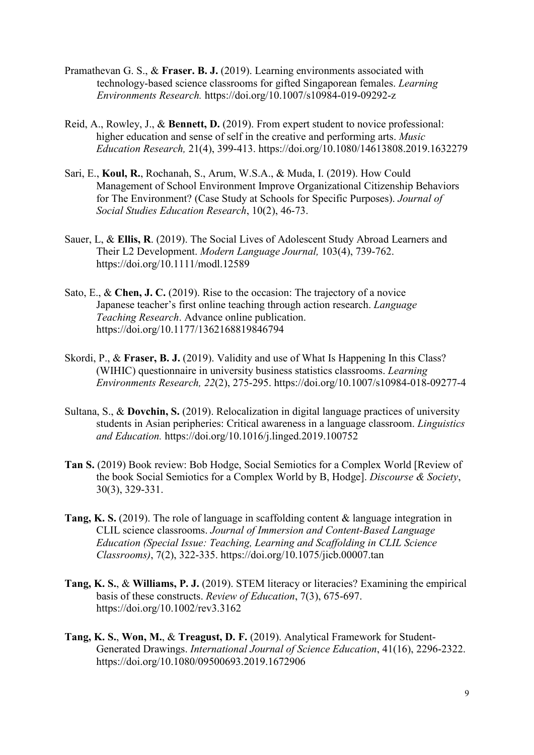Pramathevan G. S., & **Fraser. B. J.** (2019). Learning environments associated with technology-based science classrooms for gifted Singaporean females. *Learning Environments Research.* https://doi.org/10.1007/s10984-019-09292-z

Reid, A., Rowley, J., & **Bennett, D.** (2019). From expert student to novice professional: higher education and sense of self in the creative and performing arts. *Music Education Research,* 21(4), 399-413. https://doi.org/10.1080/14613808.2019.1632279

Sari, E., **Koul, R.**, Rochanah, S., Arum, W.S.A., & Muda, I. (2019). How Could Management of School Environment Improve Organizational Citizenship Behaviors for The Environment? (Case Study at Schools for Specific Purposes). *Journal of Social Studies Education Research*, 10(2), 46-73.

Sauer, L, & **Ellis, R**. (2019). The Social Lives of Adolescent Study Abroad Learners and Their L2 Development. *Modern Language Journal,* 103(4), 739-762. https://doi.org/10.1111/modl.12589

Sato, E., & **Chen, J. C.** (2019). Rise to the occasion: The trajectory of a novice Japanese teacher's first online teaching through action research. *Language Teaching Research*. Advance online publication. https://doi.org/10.1177/1362168819846794

Skordi, P., & **Fraser, B. J.** (2019). Validity and use of What Is Happening In this Class? (WIHIC) questionnaire in university business statistics classrooms. *Learning Environments Research, 22*(2), 275-295. https://doi.org/10.1007/s10984-018-09277-4

Sultana, S., & **Dovchin, S.** (2019). Relocalization in digital language practices of university students in Asian peripheries: Critical awareness in a language classroom. *Linguistics and Education.* https://doi.org/10.1016/j.linged.2019.100752

**Tan S.** (2019) Book review: Bob Hodge, Social Semiotics for a Complex World [Review of the book Social Semiotics for a Complex World by B, Hodge]. *Discourse & Society*, 30(3), 329-331.

**Tang, K. S.** (2019). The role of language in scaffolding content & language integration in CLIL science classrooms. *Journal of Immersion and Content-Based Language Education (Special Issue: Teaching, Learning and Scaffolding in CLIL Science Classrooms)*, 7(2), 322-335. https://doi.org/10.1075/jicb.00007.tan

**Tang, K. S.**, & **Williams, P. J.** (2019). STEM literacy or literacies? Examining the empirical basis of these constructs. *Review of Education*, 7(3), 675-697. https://doi.org/10.1002/rev3.3162

**Tang, K. S.**, **Won, M.**, & **Treagust, D. F.** (2019). Analytical Framework for Student-Generated Drawings. *International Journal of Science Education*, 41(16), 2296-2322. https://doi.org/10.1080/09500693.2019.1672906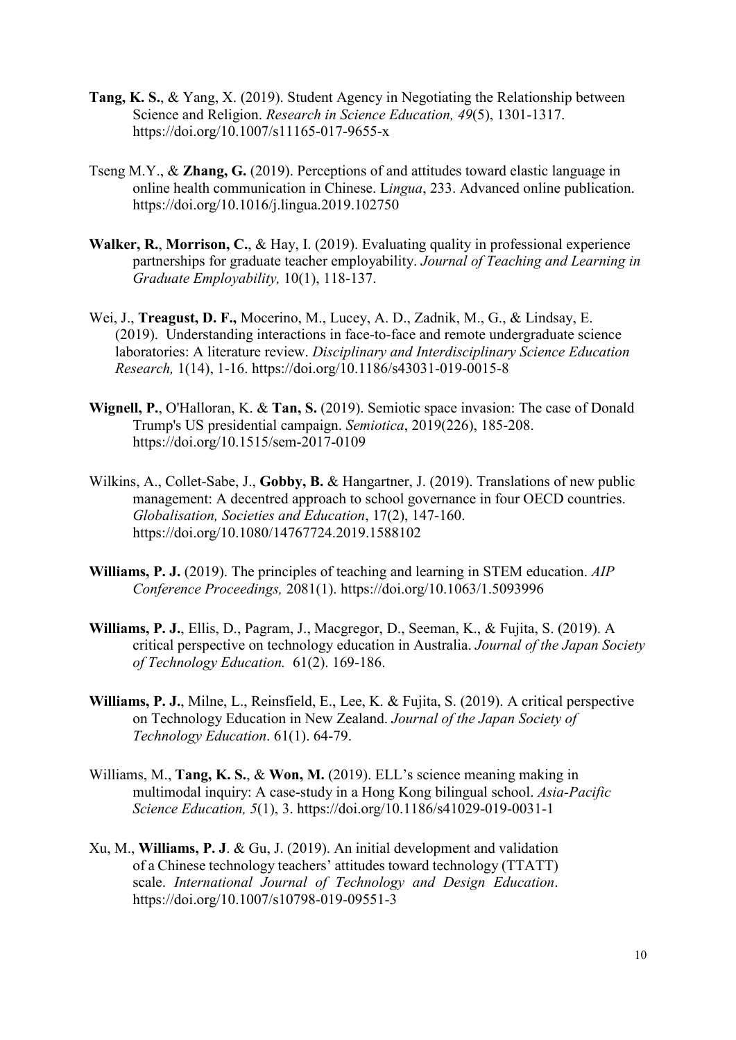**Tang, K. S.**, & Yang, X. (2019). Student Agency in Negotiating the Relationship between Science and Religion. *Research in Science Education, 49*(5), 1301-1317. https://doi.org/10.1007/s11165-017-9655-x

Tseng M.Y., & **Zhang, G.** (2019). Perceptions of and attitudes toward elastic language in online health communication in Chinese. L*ingua*, 233. Advanced online publication. https://doi.org/10.1016/j.lingua.2019.102750

**Walker, R.**, **Morrison, C.**, & Hay, I. (2019). Evaluating quality in professional experience partnerships for graduate teacher employability. *Journal of Teaching and Learning in Graduate Employability,* 10(1), 118-137.

Wei, J., **Treagust, D. F.,** Mocerino, M., Lucey, A. D., Zadnik, M., G., & Lindsay, E. (2019). Understanding interactions in face-to-face and remote undergraduate science laboratories: A literature review. *Disciplinary and Interdisciplinary Science Education Research,* 1(14), 1-16. https://doi.org/10.1186/s43031-019-0015-8

**Wignell, P.**, O'Halloran, K. & **Tan, S.** (2019). Semiotic space invasion: The case of Donald Trump's US presidential campaign. *Semiotica*, 2019(226), 185-208. https://doi.org/10.1515/sem-2017-0109

Wilkins, A., Collet-Sabe, J., **Gobby, B.** & Hangartner, J. (2019). Translations of new public management: A decentred approach to school governance in four OECD countries. *Globalisation, Societies and Education*, 17(2), 147-160. https://doi.org/10.1080/14767724.2019.1588102

**Williams, P. J.** (2019). The principles of teaching and learning in STEM education. *AIP Conference Proceedings,* 2081(1). https://doi.org/10.1063/1.5093996

**Williams, P. J.**, Ellis, D., Pagram, J., Macgregor, D., Seeman, K., & Fujita, S. (2019). A critical perspective on technology education in Australia. *Journal of the Japan Society of Technology Education.* 61(2). 169-186.

**Williams, P. J.**, Milne, L., Reinsfield, E., Lee, K. & Fujita, S. (2019). A critical perspective on Technology Education in New Zealand. *Journal of the Japan Society of Technology Education*. 61(1). 64-79.

Williams, M., **Tang, K. S.**, & **Won, M.** (2019). ELL's science meaning making in multimodal inquiry: A case-study in a Hong Kong bilingual school. *Asia-Pacific Science Education, 5*(1), 3. https://doi.org/10.1186/s41029-019-0031-1

Xu, M., **Williams, P. J**. & Gu, J. (2019). An initial development and validation of a Chinese technology teachers' attitudes toward technology (TTATT) scale. *International Journal of Technology and Design Education*. https://doi.org/10.1007/s10798-019-09551-3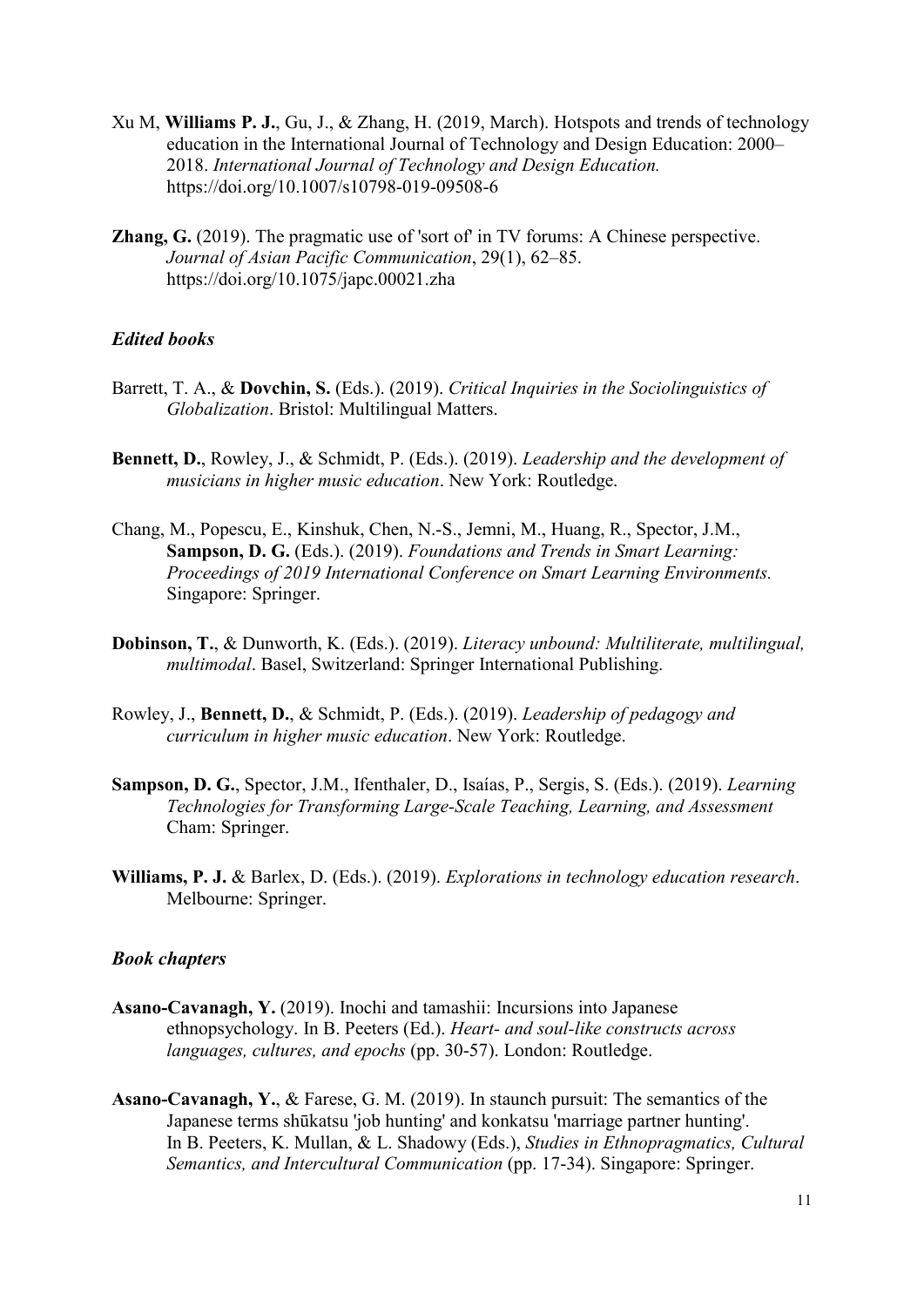Xu M, **Williams P. J.**, Gu, J., & Zhang, H. (2019, March). Hotspots and trends of technology education in the International Journal of Technology and Design Education: 2000–2018. *International Journal of Technology and Design Education.* https://doi.org/10.1007/s10798-019-09508-6

**Zhang, G.** (2019). The pragmatic use of 'sort of' in TV forums: A Chinese perspective. *Journal of Asian Pacific Communication*, 29(1), 62–85. https://doi.org/10.1075/japc.00021.zha

### *Edited books*

Barrett, T. A., & **Dovchin, S.** (Eds.). (2019). *Critical Inquiries in the Sociolinguistics of Globalization*. Bristol: Multilingual Matters.

**Bennett, D.**, Rowley, J., & Schmidt, P. (Eds.). (2019). *Leadership and the development of musicians in higher music education*. New York: Routledge.

Chang, M., Popescu, E., Kinshuk, Chen, N.-S., Jemni, M., Huang, R., Spector, J.M., **Sampson, D. G.** (Eds.). (2019). *Foundations and Trends in Smart Learning: Proceedings of 2019 International Conference on Smart Learning Environments.* Singapore: Springer.

**Dobinson, T.**, & Dunworth, K. (Eds.). (2019). *Literacy unbound: Multiliterate, multilingual, multimodal*. Basel, Switzerland: Springer International Publishing.

Rowley, J., **Bennett, D.**, & Schmidt, P. (Eds.). (2019). *Leadership of pedagogy and curriculum in higher music education*. New York: Routledge.

**Sampson, D. G.**, Spector, J.M., Ifenthaler, D., Isaías, P., Sergis, S. (Eds.). (2019). *Learning Technologies for Transforming Large-Scale Teaching, Learning, and Assessment* Cham: Springer.

**Williams, P. J.** & Barlex, D. (Eds.). (2019). *Explorations in technology education research*. Melbourne: Springer.

### *Book chapters*

**Asano-Cavanagh, Y.** (2019). Inochi and tamashii: Incursions into Japanese ethnopsychology. In B. Peeters (Ed.). *Heart- and soul-like constructs across languages, cultures, and epochs* (pp. 30-57). London: Routledge.

**Asano-Cavanagh, Y.**, & Farese, G. M. (2019). In staunch pursuit: The semantics of the Japanese terms shūkatsu 'job hunting' and konkatsu 'marriage partner hunting'. In B. Peeters, K. Mullan, & L. Shadowy (Eds.), *Studies in Ethnopragmatics, Cultural Semantics, and Intercultural Communication* (pp. 17-34). Singapore: Springer.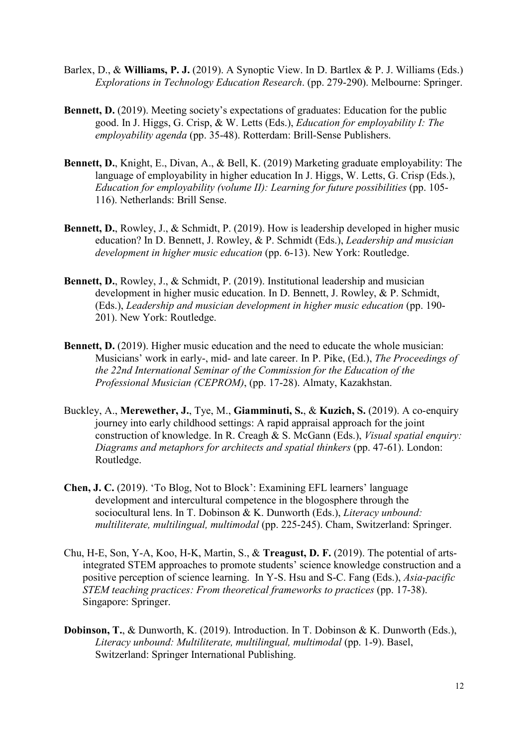Barlex, D., & **Williams, P. J.** (2019). A Synoptic View. In D. Bartlex & P. J. Williams (Eds.) *Explorations in Technology Education Research*. (pp. 279-290). Melbourne: Springer.

**Bennett, D.** (2019). Meeting society's expectations of graduates: Education for the public good. In J. Higgs, G. Crisp, & W. Letts (Eds.), *Education for employability I: The employability agenda* (pp. 35-48). Rotterdam: Brill-Sense Publishers.

**Bennett, D.**, Knight, E., Divan, A., & Bell, K. (2019) Marketing graduate employability: The language of employability in higher education In J. Higgs, W. Letts, G. Crisp (Eds.), *Education for employability (volume II): Learning for future possibilities* (pp. 105-116). Netherlands: Brill Sense.

**Bennett, D.**, Rowley, J., & Schmidt, P. (2019). How is leadership developed in higher music education? In D. Bennett, J. Rowley, & P. Schmidt (Eds.), *Leadership and musician development in higher music education* (pp. 6-13). New York: Routledge.

**Bennett, D.**, Rowley, J., & Schmidt, P. (2019). Institutional leadership and musician development in higher music education. In D. Bennett, J. Rowley, & P. Schmidt, (Eds.), *Leadership and musician development in higher music education* (pp. 190-201). New York: Routledge.

**Bennett, D.** (2019). Higher music education and the need to educate the whole musician: Musicians' work in early-, mid- and late career. In P. Pike, (Ed.), *The Proceedings of the 22nd International Seminar of the Commission for the Education of the Professional Musician (CEPROM)*, (pp. 17-28). Almaty, Kazakhstan.

Buckley, A., **Merewether, J.**, Tye, M., **Giamminuti, S.**, & **Kuzich, S.** (2019). A co-enquiry journey into early childhood settings: A rapid appraisal approach for the joint construction of knowledge. In R. Creagh & S. McGann (Eds.), *Visual spatial enquiry: Diagrams and metaphors for architects and spatial thinkers* (pp. 47-61). London: Routledge.

**Chen, J. C.** (2019). 'To Blog, Not to Block': Examining EFL learners' language development and intercultural competence in the blogosphere through the sociocultural lens. In T. Dobinson & K. Dunworth (Eds.), *Literacy unbound: multiliterate, multilingual, multimodal* (pp. 225-245). Cham, Switzerland: Springer.

Chu, H-E, Son, Y-A, Koo, H-K, Martin, S., & **Treagust, D. F.** (2019). The potential of arts-integrated STEM approaches to promote students' science knowledge construction and a positive perception of science learning. In Y-S. Hsu and S-C. Fang (Eds.), *Asia-pacific STEM teaching practices: From theoretical frameworks to practices* (pp. 17-38). Singapore: Springer.

**Dobinson, T.**, & Dunworth, K. (2019). Introduction. In T. Dobinson & K. Dunworth (Eds.), *Literacy unbound: Multiliterate, multilingual, multimodal* (pp. 1-9). Basel, Switzerland: Springer International Publishing.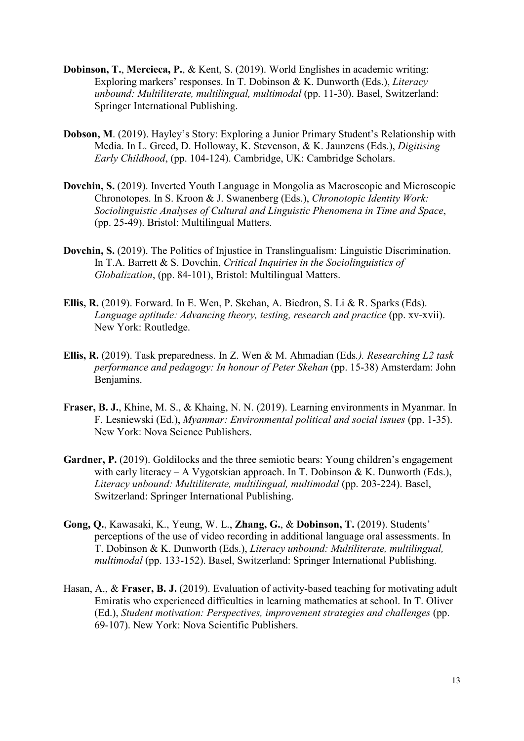**Dobinson, T.**, **Mercieca, P.**, & Kent, S. (2019). World Englishes in academic writing: Exploring markers' responses. In T. Dobinson & K. Dunworth (Eds.), *Literacy unbound: Multiliterate, multilingual, multimodal* (pp. 11-30). Basel, Switzerland: Springer International Publishing.

**Dobson, M**. (2019). Hayley's Story: Exploring a Junior Primary Student's Relationship with Media. In L. Greed, D. Holloway, K. Stevenson, & K. Jaunzens (Eds.), *Digitising Early Childhood*, (pp. 104-124). Cambridge, UK: Cambridge Scholars.

**Dovchin, S.** (2019). Inverted Youth Language in Mongolia as Macroscopic and Microscopic Chronotopes. In S. Kroon & J. Swanenberg (Eds.), *Chronotopic Identity Work: Sociolinguistic Analyses of Cultural and Linguistic Phenomena in Time and Space*, (pp. 25-49). Bristol: Multilingual Matters.

**Dovchin, S.** (2019). The Politics of Injustice in Translingualism: Linguistic Discrimination. In T.A. Barrett & S. Dovchin, *Critical Inquiries in the Sociolinguistics of Globalization*, (pp. 84-101), Bristol: Multilingual Matters.

**Ellis, R.** (2019). Forward. In E. Wen, P. Skehan, A. Biedron, S. Li & R. Sparks (Eds). *Language aptitude: Advancing theory, testing, research and practice* (pp. xv-xvii). New York: Routledge.

**Ellis, R.** (2019). Task preparedness. In Z. Wen & M. Ahmadian (Eds*.). Researching L2 task performance and pedagogy: In honour of Peter Skehan* (pp. 15-38) Amsterdam: John Benjamins.

**Fraser, B. J.**, Khine, M. S., & Khaing, N. N. (2019). Learning environments in Myanmar. In F. Lesniewski (Ed.), *Myanmar: Environmental political and social issues* (pp. 1-35). New York: Nova Science Publishers.

**Gardner, P.** (2019). Goldilocks and the three semiotic bears: Young children's engagement with early literacy – A Vygotskian approach. In T. Dobinson & K. Dunworth (Eds.), *Literacy unbound: Multiliterate, multilingual, multimodal* (pp. 203-224). Basel, Switzerland: Springer International Publishing.

**Gong, Q.**, Kawasaki, K., Yeung, W. L., **Zhang, G.**, & **Dobinson, T.** (2019). Students' perceptions of the use of video recording in additional language oral assessments. In T. Dobinson & K. Dunworth (Eds.), *Literacy unbound: Multiliterate, multilingual, multimodal* (pp. 133-152). Basel, Switzerland: Springer International Publishing.

Hasan, A., & **Fraser, B. J.** (2019). Evaluation of activity-based teaching for motivating adult Emiratis who experienced difficulties in learning mathematics at school. In T. Oliver (Ed.), *Student motivation: Perspectives, improvement strategies and challenges* (pp. 69-107). New York: Nova Scientific Publishers.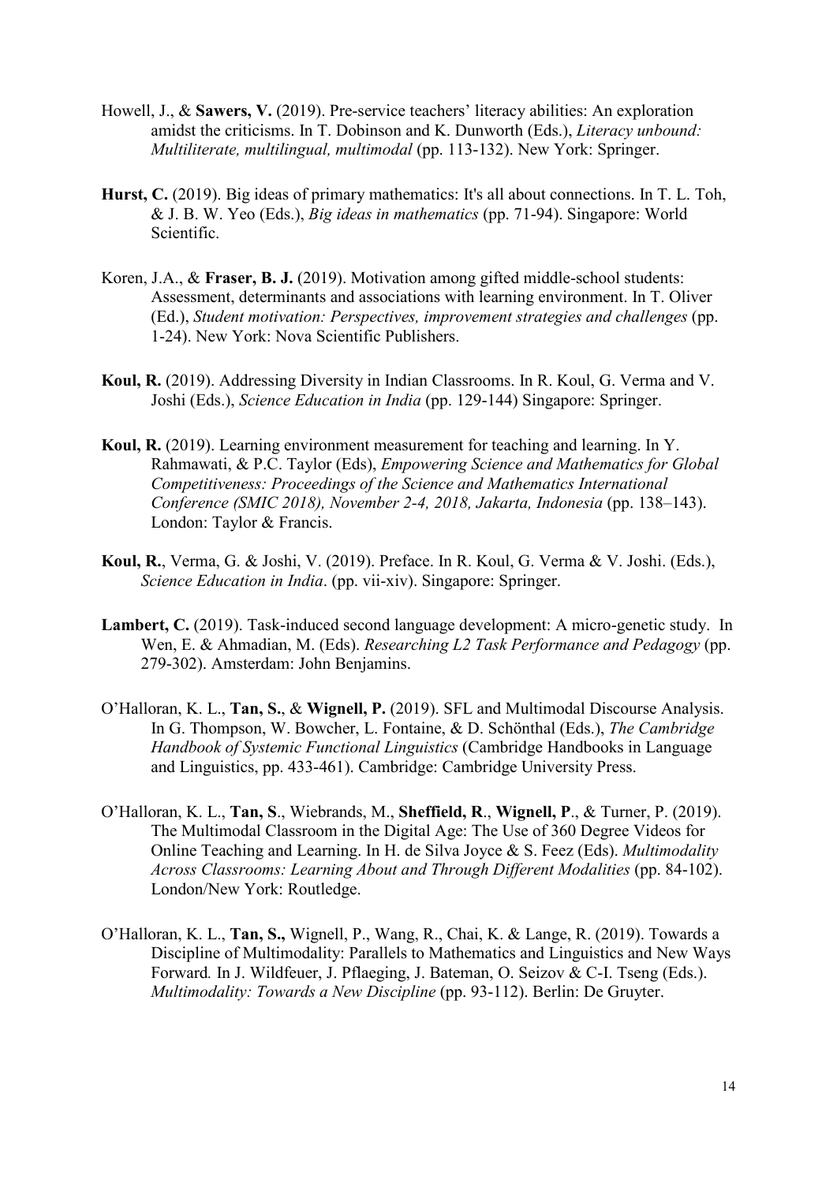Howell, J., & **Sawers, V.** (2019). Pre-service teachers' literacy abilities: An exploration amidst the criticisms. In T. Dobinson and K. Dunworth (Eds.), *Literacy unbound: Multiliterate, multilingual, multimodal* (pp. 113-132). New York: Springer.

**Hurst, C.** (2019). Big ideas of primary mathematics: It's all about connections. In T. L. Toh, & J. B. W. Yeo (Eds.), *Big ideas in mathematics* (pp. 71-94). Singapore: World Scientific.

Koren, J.A., & **Fraser, B. J.** (2019). Motivation among gifted middle-school students: Assessment, determinants and associations with learning environment. In T. Oliver (Ed.), *Student motivation: Perspectives, improvement strategies and challenges* (pp. 1-24). New York: Nova Scientific Publishers.

**Koul, R.** (2019). Addressing Diversity in Indian Classrooms. In R. Koul, G. Verma and V. Joshi (Eds.), *Science Education in India* (pp. 129-144) Singapore: Springer.

**Koul, R.** (2019). Learning environment measurement for teaching and learning. In Y. Rahmawati, & P.C. Taylor (Eds), *Empowering Science and Mathematics for Global Competitiveness: Proceedings of the Science and Mathematics International Conference (SMIC 2018), November 2-4, 2018, Jakarta, Indonesia* (pp. 138–143). London: Taylor & Francis.

**Koul, R.**, Verma, G. & Joshi, V. (2019). Preface. In R. Koul, G. Verma & V. Joshi. (Eds.), *Science Education in India*. (pp. vii-xiv). Singapore: Springer.

**Lambert, C.** (2019). Task-induced second language development: A micro-genetic study. In Wen, E. & Ahmadian, M. (Eds). *Researching L2 Task Performance and Pedagogy* (pp. 279-302). Amsterdam: John Benjamins.

O'Halloran, K. L., **Tan, S.**, & **Wignell, P.** (2019). SFL and Multimodal Discourse Analysis. In G. Thompson, W. Bowcher, L. Fontaine, & D. Schönthal (Eds.), *The Cambridge Handbook of Systemic Functional Linguistics* (Cambridge Handbooks in Language and Linguistics, pp. 433-461). Cambridge: Cambridge University Press.

O'Halloran, K. L., **Tan, S**., Wiebrands, M., **Sheffield, R**., **Wignell, P**., & Turner, P. (2019). The Multimodal Classroom in the Digital Age: The Use of 360 Degree Videos for Online Teaching and Learning. In H. de Silva Joyce & S. Feez (Eds). *Multimodality Across Classrooms: Learning About and Through Different Modalities* (pp. 84-102). London/New York: Routledge.

O'Halloran, K. L., **Tan, S.,** Wignell, P., Wang, R., Chai, K. & Lange, R. (2019). Towards a Discipline of Multimodality: Parallels to Mathematics and Linguistics and New Ways Forward*.* In J. Wildfeuer, J. Pflaeging, J. Bateman, O. Seizov & C-I. Tseng (Eds.). *Multimodality: Towards a New Discipline* (pp. 93-112). Berlin: De Gruyter.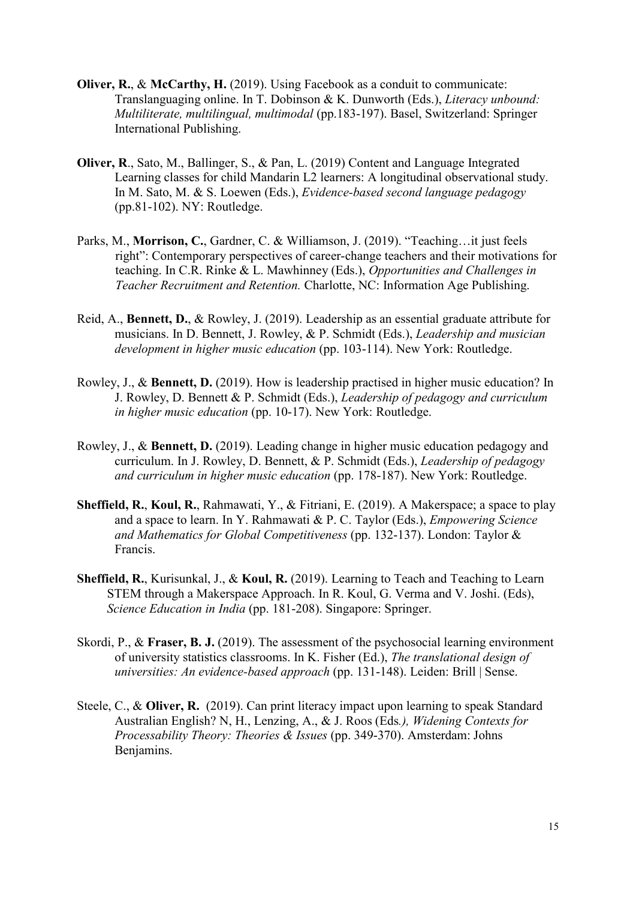**Oliver, R.**, & **McCarthy, H.** (2019). Using Facebook as a conduit to communicate: Translanguaging online. In T. Dobinson & K. Dunworth (Eds.), *Literacy unbound: Multiliterate, multilingual, multimodal* (pp.183-197). Basel, Switzerland: Springer International Publishing.

**Oliver, R**., Sato, M., Ballinger, S., & Pan, L. (2019) Content and Language Integrated Learning classes for child Mandarin L2 learners: A longitudinal observational study. In M. Sato, M. & S. Loewen (Eds.), *Evidence-based second language pedagogy* (pp.81-102). NY: Routledge.

Parks, M., **Morrison, C.**, Gardner, C. & Williamson, J. (2019). "Teaching…it just feels right": Contemporary perspectives of career-change teachers and their motivations for teaching. In C.R. Rinke & L. Mawhinney (Eds.), *Opportunities and Challenges in Teacher Recruitment and Retention.* Charlotte, NC: Information Age Publishing.

Reid, A., **Bennett, D.**, & Rowley, J. (2019). Leadership as an essential graduate attribute for musicians. In D. Bennett, J. Rowley, & P. Schmidt (Eds.), *Leadership and musician development in higher music education* (pp. 103-114). New York: Routledge.

Rowley, J., & **Bennett, D.** (2019). How is leadership practised in higher music education? In J. Rowley, D. Bennett & P. Schmidt (Eds.), *Leadership of pedagogy and curriculum in higher music education* (pp. 10-17). New York: Routledge.

Rowley, J., & **Bennett, D.** (2019). Leading change in higher music education pedagogy and curriculum. In J. Rowley, D. Bennett, & P. Schmidt (Eds.), *Leadership of pedagogy and curriculum in higher music education* (pp. 178-187). New York: Routledge.

**Sheffield, R.**, **Koul, R.**, Rahmawati, Y., & Fitriani, E. (2019). A Makerspace; a space to play and a space to learn. In Y. Rahmawati & P. C. Taylor (Eds.), *Empowering Science and Mathematics for Global Competitiveness* (pp. 132-137). London: Taylor & Francis.

**Sheffield, R.**, Kurisunkal, J., & **Koul, R.** (2019). Learning to Teach and Teaching to Learn STEM through a Makerspace Approach. In R. Koul, G. Verma and V. Joshi. (Eds), *Science Education in India* (pp. 181-208). Singapore: Springer.

Skordi, P., & **Fraser, B. J.** (2019). The assessment of the psychosocial learning environment of university statistics classrooms. In K. Fisher (Ed.), *The translational design of universities: An evidence-based approach* (pp. 131-148). Leiden: Brill | Sense.

Steele, C., & **Oliver, R.** (2019). Can print literacy impact upon learning to speak Standard Australian English? N, H., Lenzing, A., & J. Roos (Eds*.), Widening Contexts for Processability Theory: Theories & Issues* (pp. 349-370). Amsterdam: Johns Benjamins.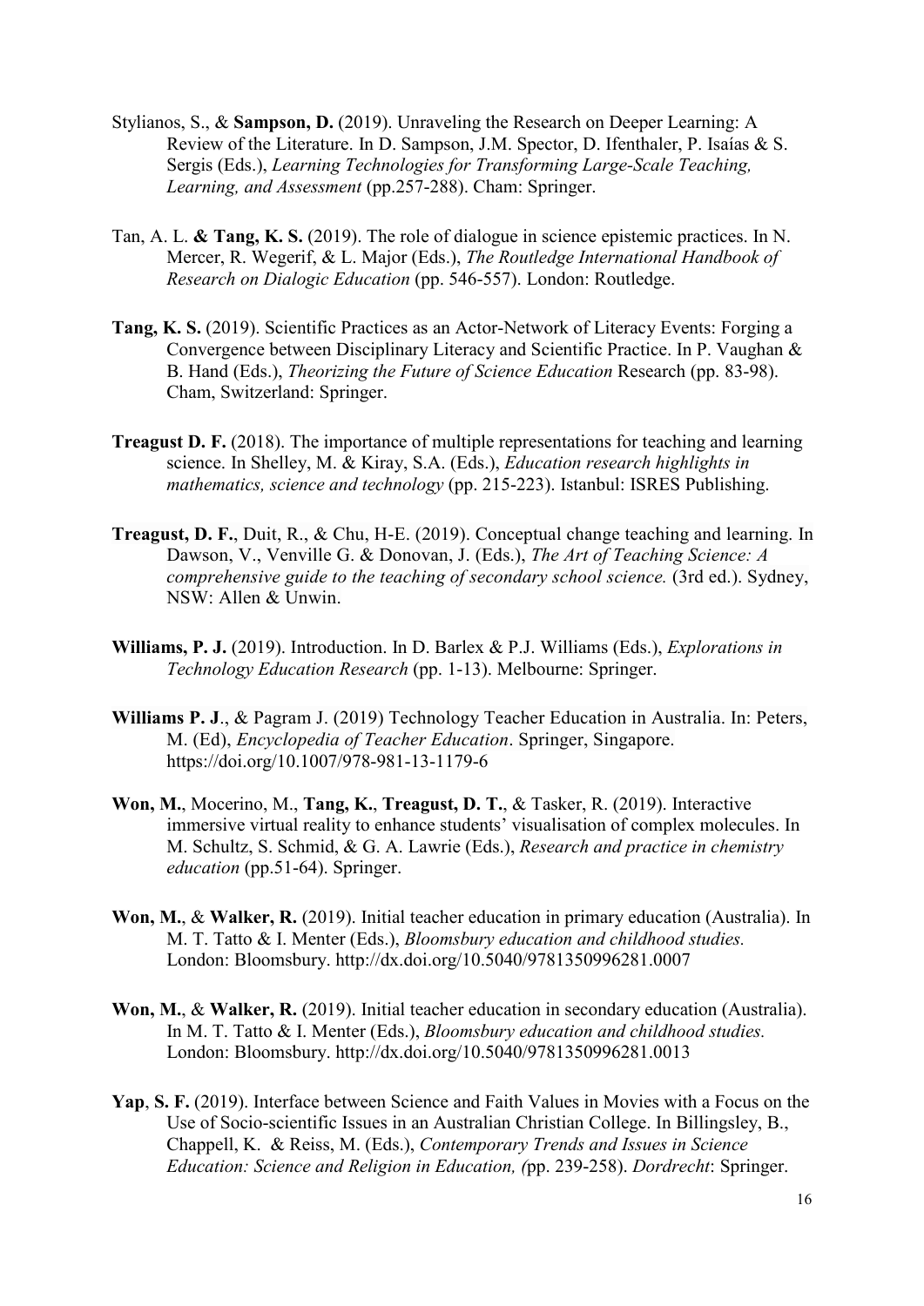Stylianos, S., & **Sampson, D.** (2019). Unraveling the Research on Deeper Learning: A Review of the Literature. In D. Sampson, J.M. Spector, D. Ifenthaler, P. Isaías & S. Sergis (Eds.), *Learning Technologies for Transforming Large-Scale Teaching, Learning, and Assessment* (pp.257-288). Cham: Springer.

Tan, A. L. **& Tang, K. S.** (2019). The role of dialogue in science epistemic practices. In N. Mercer, R. Wegerif, & L. Major (Eds.), *The Routledge International Handbook of Research on Dialogic Education* (pp. 546-557). London: Routledge.

**Tang, K. S.** (2019). Scientific Practices as an Actor-Network of Literacy Events: Forging a Convergence between Disciplinary Literacy and Scientific Practice. In P. Vaughan & B. Hand (Eds.), *Theorizing the Future of Science Education* Research (pp. 83-98). Cham, Switzerland: Springer.

**Treagust D. F.** (2018). The importance of multiple representations for teaching and learning science. In Shelley, M. & Kiray, S.A. (Eds.), *Education research highlights in mathematics, science and technology* (pp. 215-223). Istanbul: ISRES Publishing.

**Treagust, D. F.**, Duit, R., & Chu, H-E. (2019). Conceptual change teaching and learning. In Dawson, V., Venville G. & Donovan, J. (Eds.), *The Art of Teaching Science: A comprehensive guide to the teaching of secondary school science.* (3rd ed.). Sydney, NSW: Allen & Unwin.

**Williams, P. J.** (2019). Introduction. In D. Barlex & P.J. Williams (Eds.), *Explorations in Technology Education Research* (pp. 1-13). Melbourne: Springer.

**Williams P. J**., & Pagram J. (2019) Technology Teacher Education in Australia. In: Peters, M. (Ed), *Encyclopedia of Teacher Education*. Springer, Singapore. https://doi.org/10.1007/978-981-13-1179-6

**Won, M.**, Mocerino, M., **Tang, K.**, **Treagust, D. T.**, & Tasker, R. (2019). Interactive immersive virtual reality to enhance students' visualisation of complex molecules. In M. Schultz, S. Schmid, & G. A. Lawrie (Eds.), *Research and practice in chemistry education* (pp.51-64). Springer.

**Won, M.**, & **Walker, R.** (2019). Initial teacher education in primary education (Australia). In M. T. Tatto & I. Menter (Eds.), *Bloomsbury education and childhood studies.* London: Bloomsbury. http://dx.doi.org/10.5040/9781350996281.0007

**Won, M.**, & **Walker, R.** (2019). Initial teacher education in secondary education (Australia). In M. T. Tatto & I. Menter (Eds.), *Bloomsbury education and childhood studies.* London: Bloomsbury. http://dx.doi.org/10.5040/9781350996281.0013

**Yap**, **S. F.** (2019). Interface between Science and Faith Values in Movies with a Focus on the Use of Socio-scientific Issues in an Australian Christian College. In Billingsley, B., Chappell, K. & Reiss, M. (Eds.), *Contemporary Trends and Issues in Science Education: Science and Religion in Education, (*pp. 239-258). *Dordrecht*: Springer.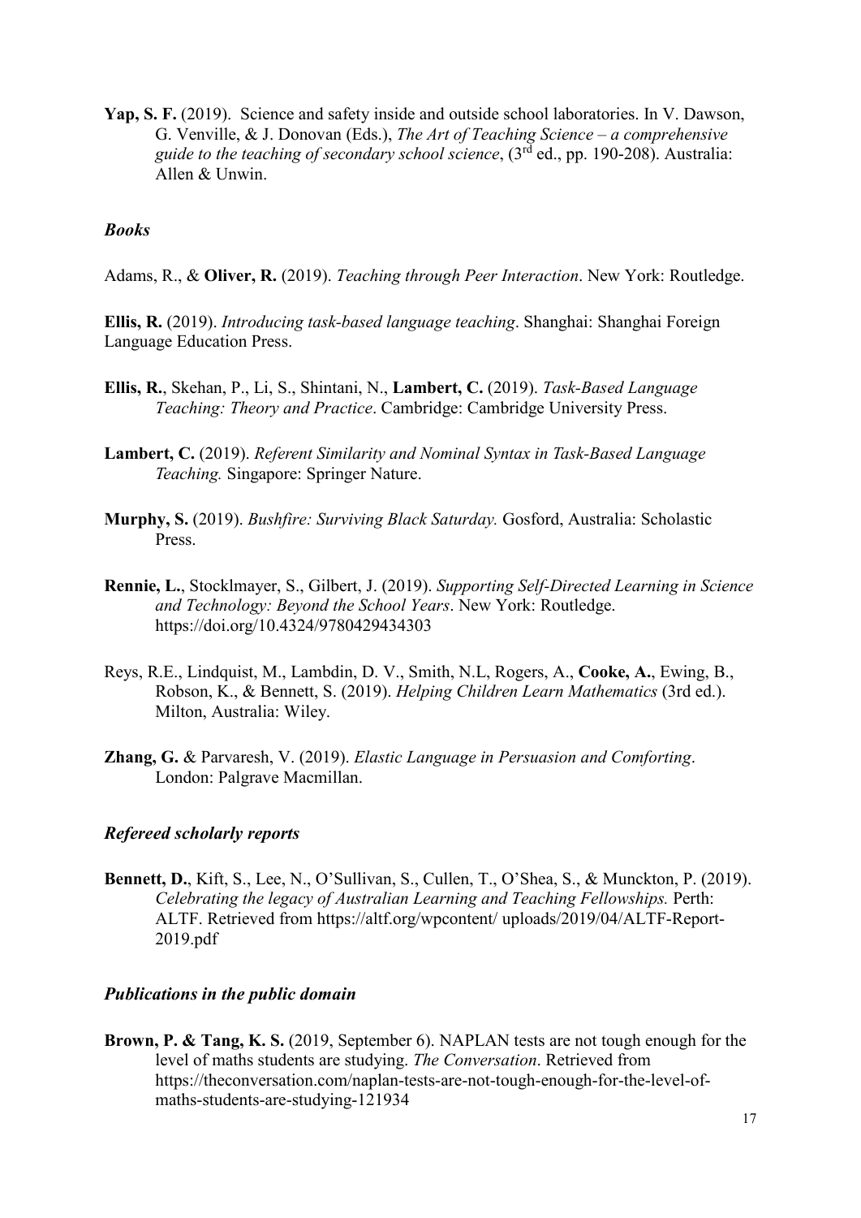**Yap, S. F.** (2019). Science and safety inside and outside school laboratories. In V. Dawson, G. Venville, & J. Donovan (Eds.), *The Art of Teaching Science – a comprehensive guide to the teaching of secondary school science*, (3rd ed., pp. 190-208). Australia: Allen & Unwin.

### *Books*

Adams, R., & **Oliver, R.** (2019). *Teaching through Peer Interaction*. New York: Routledge.

**Ellis, R.** (2019). *Introducing task-based language teaching*. Shanghai: Shanghai Foreign Language Education Press.

**Ellis, R.**, Skehan, P., Li, S., Shintani, N., **Lambert, C.** (2019). *Task-Based Language Teaching: Theory and Practice*. Cambridge: Cambridge University Press.

**Lambert, C.** (2019). *Referent Similarity and Nominal Syntax in Task-Based Language Teaching.* Singapore: Springer Nature.

**Murphy, S.** (2019). *Bushfire: Surviving Black Saturday.* Gosford, Australia: Scholastic Press.

**Rennie, L.**, Stocklmayer, S., Gilbert, J. (2019). *Supporting Self-Directed Learning in Science and Technology: Beyond the School Years*. New York: Routledge. https://doi.org/10.4324/9780429434303

Reys, R.E., Lindquist, M., Lambdin, D. V., Smith, N.L, Rogers, A., **Cooke, A.**, Ewing, B., Robson, K., & Bennett, S. (2019). *Helping Children Learn Mathematics* (3rd ed.). Milton, Australia: Wiley.

**Zhang, G.** & Parvaresh, V. (2019). *Elastic Language in Persuasion and Comforting*. London: Palgrave Macmillan.

### *Refereed scholarly reports*

**Bennett, D.**, Kift, S., Lee, N., O'Sullivan, S., Cullen, T., O'Shea, S., & Munckton, P. (2019). *Celebrating the legacy of Australian Learning and Teaching Fellowships.* Perth: ALTF. Retrieved from https://altf.org/wpcontent/ uploads/2019/04/ALTF-Report-2019.pdf

### *Publications in the public domain*

**Brown, P. & Tang, K. S.** (2019, September 6). NAPLAN tests are not tough enough for the level of maths students are studying. *The Conversation*. Retrieved from https://theconversation.com/naplan-tests-are-not-tough-enough-for-the-level-of-maths-students-are-studying-121934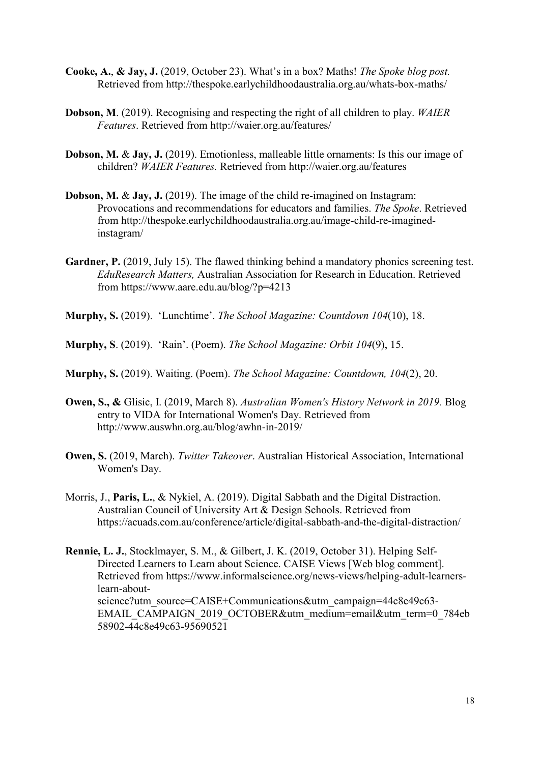**Cooke, A.**, **& Jay, J.** (2019, October 23). What's in a box? Maths! *The Spoke blog post.* Retrieved from http://thespoke.earlychildhoodaustralia.org.au/whats-box-maths/

**Dobson, M**. (2019). Recognising and respecting the right of all children to play. *WAIER Features*. Retrieved from http://waier.org.au/features/

**Dobson, M.** & **Jay, J.** (2019). Emotionless, malleable little ornaments: Is this our image of children? *WAIER Features.* Retrieved from http://waier.org.au/features

**Dobson, M.** & **Jay, J.** (2019). The image of the child re-imagined on Instagram: Provocations and recommendations for educators and families. *The Spoke*. Retrieved from http://thespoke.earlychildhoodaustralia.org.au/image-child-re-imagined-instagram/

**Gardner, P.** (2019, July 15). The flawed thinking behind a mandatory phonics screening test. *EduResearch Matters,* Australian Association for Research in Education. Retrieved from https://www.aare.edu.au/blog/?p=4213

**Murphy, S.** (2019). 'Lunchtime'. *The School Magazine: Countdown 104*(10), 18.

**Murphy, S**. (2019). 'Rain'. (Poem). *The School Magazine: Orbit 104*(9), 15.

**Murphy, S.** (2019). Waiting. (Poem). *The School Magazine: Countdown, 104*(2), 20.

**Owen, S., &** Glisic, I. (2019, March 8). *Australian Women's History Network in 2019.* Blog entry to VIDA for International Women's Day. Retrieved from http://www.auswhn.org.au/blog/awhn-in-2019/

**Owen, S.** (2019, March). *Twitter Takeover*. Australian Historical Association, International Women's Day.

Morris, J., **Paris, L.**, & Nykiel, A. (2019). Digital Sabbath and the Digital Distraction. Australian Council of University Art & Design Schools. Retrieved from https://acuads.com.au/conference/article/digital-sabbath-and-the-digital-distraction/

**Rennie, L. J.**, Stocklmayer, S. M., & Gilbert, J. K. (2019, October 31). Helping Self-Directed Learners to Learn about Science. CAISE Views [Web blog comment]. Retrieved from https://www.informalscience.org/news-views/helping-adult-learners-learn-about-science?utm_source=CAISE+Communications&utm_campaign=44c8e49c63-EMAIL_CAMPAIGN_2019_OCTOBER&utm_medium=email&utm_term=0_784eb58902-44c8e49c63-95690521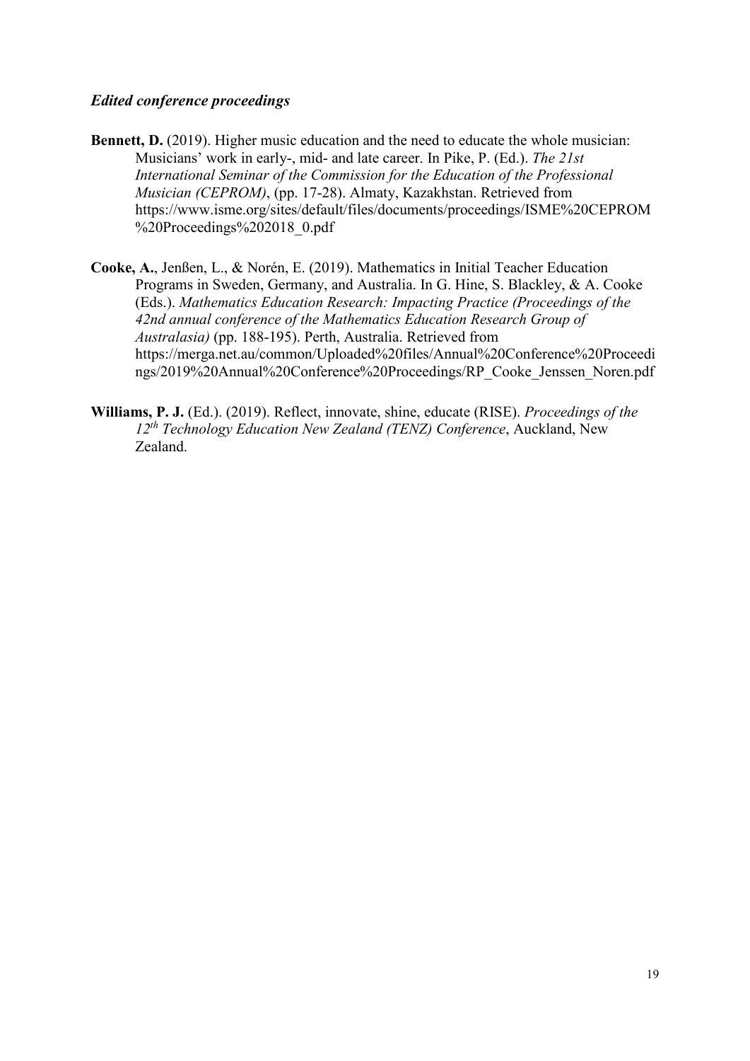### *Edited conference proceedings*

**Bennett, D.** (2019). Higher music education and the need to educate the whole musician: Musicians' work in early-, mid- and late career. In Pike, P. (Ed.). *The 21st International Seminar of the Commission for the Education of the Professional Musician (CEPROM)*, (pp. 17-28). Almaty, Kazakhstan. Retrieved from https://www.isme.org/sites/default/files/documents/proceedings/ISME%20CEPROM%20Proceedings%202018_0.pdf

**Cooke, A.**, Jenßen, L., & Norén, E. (2019). Mathematics in Initial Teacher Education Programs in Sweden, Germany, and Australia. In G. Hine, S. Blackley, & A. Cooke (Eds.). *Mathematics Education Research: Impacting Practice (Proceedings of the 42nd annual conference of the Mathematics Education Research Group of Australasia)* (pp. 188-195). Perth, Australia. Retrieved from https://merga.net.au/common/Uploaded%20files/Annual%20Conference%20Proceedings/2019%20Annual%20Conference%20Proceedings/RP_Cooke_Jenssen_Noren.pdf

**Williams, P. J.** (Ed.). (2019). Reflect, innovate, shine, educate (RISE). *Proceedings of the 12th Technology Education New Zealand (TENZ) Conference*, Auckland, New Zealand.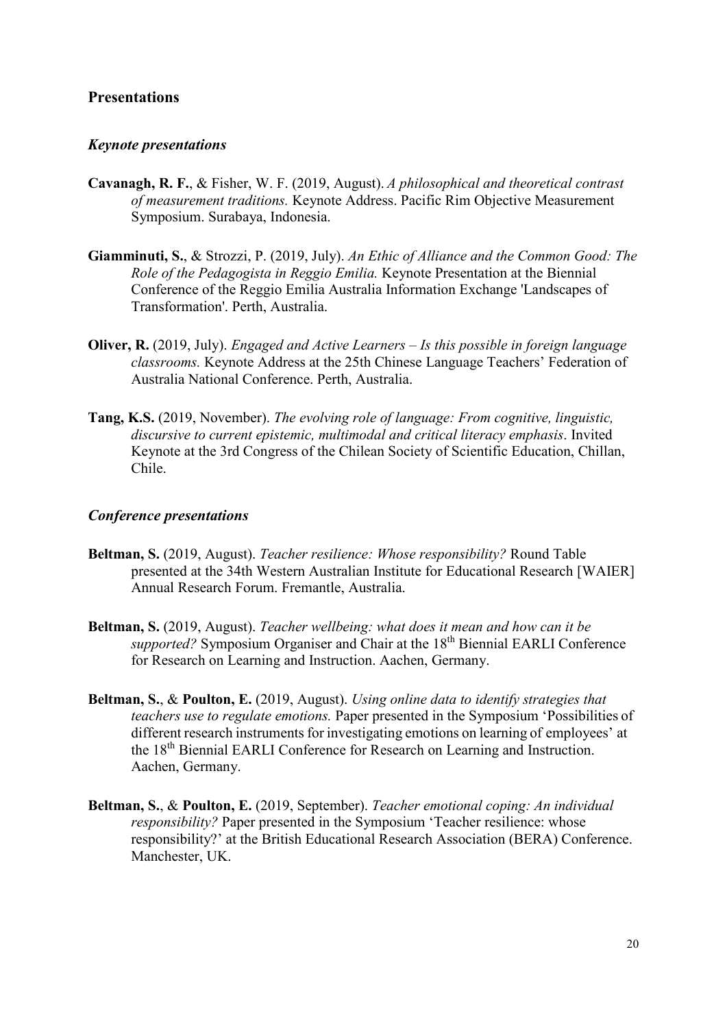## Presentations

### *Keynote presentations*

**Cavanagh, R. F.**, & Fisher, W. F. (2019, August). *A philosophical and theoretical contrast of measurement traditions.* Keynote Address. Pacific Rim Objective Measurement Symposium. Surabaya, Indonesia.

**Giamminuti, S.**, & Strozzi, P. (2019, July). *An Ethic of Alliance and the Common Good: The Role of the Pedagogista in Reggio Emilia.* Keynote Presentation at the Biennial Conference of the Reggio Emilia Australia Information Exchange 'Landscapes of Transformation'. Perth, Australia.

**Oliver, R.** (2019, July). *Engaged and Active Learners – Is this possible in foreign language classrooms.* Keynote Address at the 25th Chinese Language Teachers' Federation of Australia National Conference. Perth, Australia.

**Tang, K.S.** (2019, November). *The evolving role of language: From cognitive, linguistic, discursive to current epistemic, multimodal and critical literacy emphasis*. Invited Keynote at the 3rd Congress of the Chilean Society of Scientific Education, Chillan, Chile.

### *Conference presentations*

**Beltman, S.** (2019, August). *Teacher resilience: Whose responsibility?* Round Table presented at the 34th Western Australian Institute for Educational Research [WAIER] Annual Research Forum. Fremantle, Australia.

**Beltman, S.** (2019, August). *Teacher wellbeing: what does it mean and how can it be supported?* Symposium Organiser and Chair at the 18th Biennial EARLI Conference for Research on Learning and Instruction. Aachen, Germany.

**Beltman, S.**, & **Poulton, E.** (2019, August). *Using online data to identify strategies that teachers use to regulate emotions.* Paper presented in the Symposium 'Possibilities of different research instruments for investigating emotions on learning of employees' at the 18th Biennial EARLI Conference for Research on Learning and Instruction. Aachen, Germany.

**Beltman, S.**, & **Poulton, E.** (2019, September). *Teacher emotional coping: An individual responsibility?* Paper presented in the Symposium 'Teacher resilience: whose responsibility?' at the British Educational Research Association (BERA) Conference. Manchester, UK.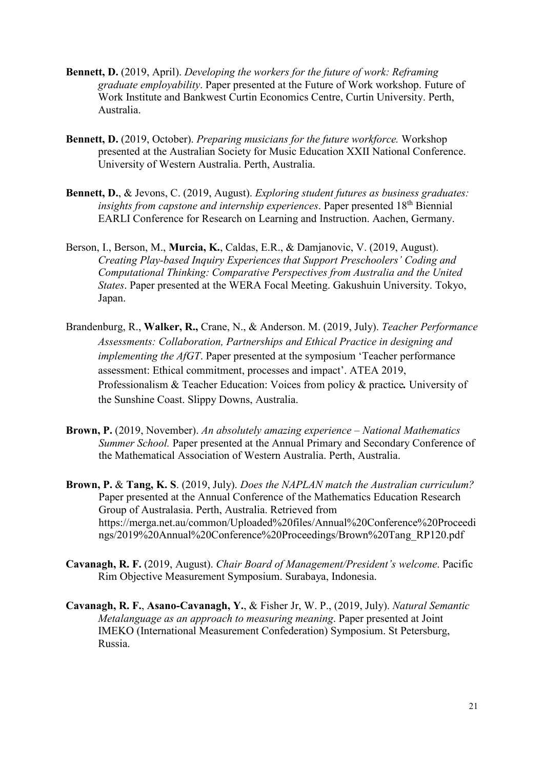**Bennett, D.** (2019, April). *Developing the workers for the future of work: Reframing graduate employability*. Paper presented at the Future of Work workshop. Future of Work Institute and Bankwest Curtin Economics Centre, Curtin University. Perth, Australia.

**Bennett, D.** (2019, October). *Preparing musicians for the future workforce.* Workshop presented at the Australian Society for Music Education XXII National Conference. University of Western Australia. Perth, Australia.

**Bennett, D.**, & Jevons, C. (2019, August). *Exploring student futures as business graduates: insights from capstone and internship experiences*. Paper presented 18th Biennial EARLI Conference for Research on Learning and Instruction. Aachen, Germany.

Berson, I., Berson, M., **Murcia, K.**, Caldas, E.R., & Damjanovic, V. (2019, August). *Creating Play-based Inquiry Experiences that Support Preschoolers' Coding and Computational Thinking: Comparative Perspectives from Australia and the United States*. Paper presented at the WERA Focal Meeting. Gakushuin University. Tokyo, Japan.

Brandenburg, R., **Walker, R.,** Crane, N., & Anderson. M. (2019, July). *Teacher Performance Assessments: Collaboration, Partnerships and Ethical Practice in designing and implementing the AfGT*. Paper presented at the symposium 'Teacher performance assessment: Ethical commitment, processes and impact'. ATEA 2019, Professionalism & Teacher Education: Voices from policy & practice**.** University of the Sunshine Coast. Slippy Downs, Australia.

**Brown, P.** (2019, November). *An absolutely amazing experience – National Mathematics Summer School.* Paper presented at the Annual Primary and Secondary Conference of the Mathematical Association of Western Australia. Perth, Australia.

**Brown, P.** & **Tang, K. S**. (2019, July). *Does the NAPLAN match the Australian curriculum?* Paper presented at the Annual Conference of the Mathematics Education Research Group of Australasia. Perth, Australia. Retrieved from https://merga.net.au/common/Uploaded%20files/Annual%20Conference%20Proceedings/2019%20Annual%20Conference%20Proceedings/Brown%20Tang_RP120.pdf

**Cavanagh, R. F.** (2019, August). *Chair Board of Management/President's welcome*. Pacific Rim Objective Measurement Symposium. Surabaya, Indonesia.

**Cavanagh, R. F.**, **Asano-Cavanagh, Y.**, & Fisher Jr, W. P., (2019, July). *Natural Semantic Metalanguage as an approach to measuring meaning*. Paper presented at Joint IMEKO (International Measurement Confederation) Symposium. St Petersburg, Russia.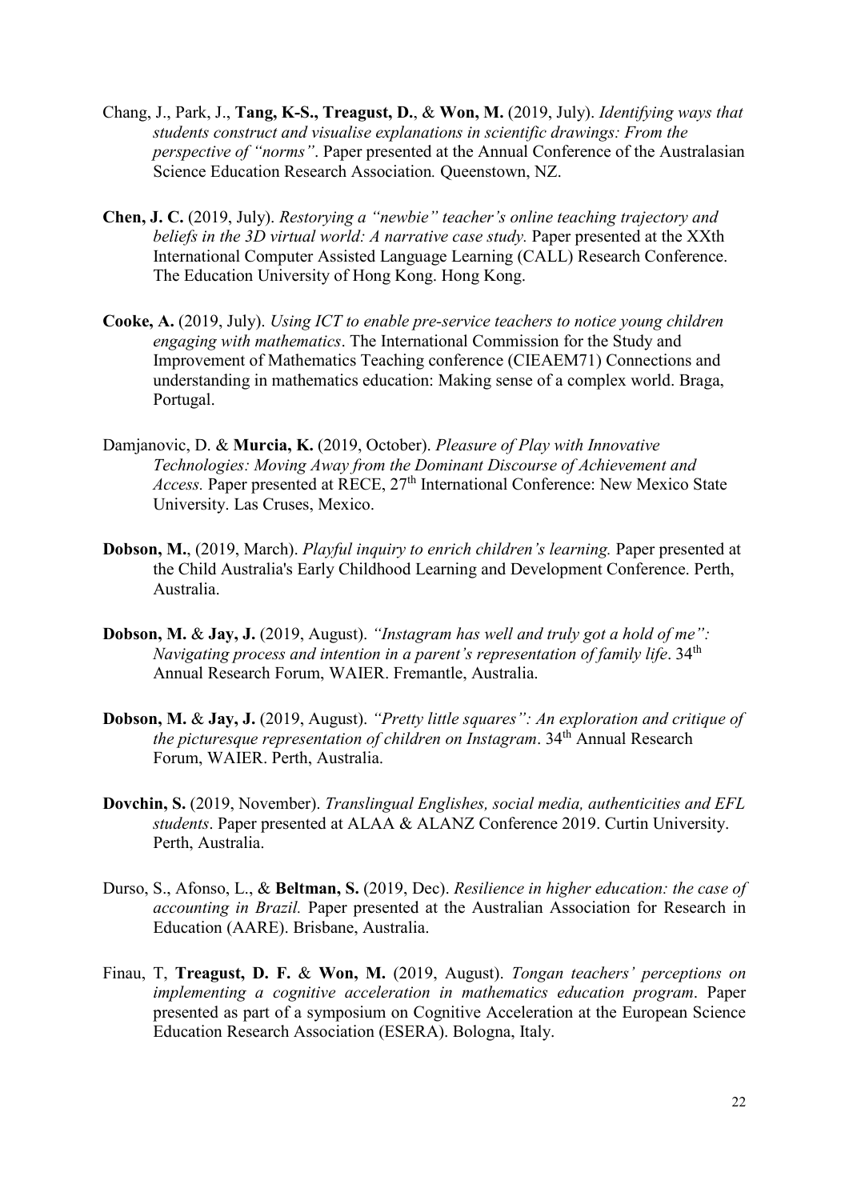Chang, J., Park, J., **Tang, K-S., Treagust, D.**, & **Won, M.** (2019, July). *Identifying ways that students construct and visualise explanations in scientific drawings: From the perspective of "norms"*. Paper presented at the Annual Conference of the Australasian Science Education Research Association*.* Queenstown, NZ.

**Chen, J. C.** (2019, July). *Restorying a "newbie" teacher's online teaching trajectory and beliefs in the 3D virtual world: A narrative case study.* Paper presented at the XXth International Computer Assisted Language Learning (CALL) Research Conference. The Education University of Hong Kong. Hong Kong.

**Cooke, A.** (2019, July). *Using ICT to enable pre-service teachers to notice young children engaging with mathematics*. The International Commission for the Study and Improvement of Mathematics Teaching conference (CIEAEM71) Connections and understanding in mathematics education: Making sense of a complex world. Braga, Portugal.

Damjanovic, D. & **Murcia, K.** (2019, October). *Pleasure of Play with Innovative Technologies: Moving Away from the Dominant Discourse of Achievement and Access.* Paper presented at RECE, 27th International Conference: New Mexico State University. Las Cruses, Mexico.

**Dobson, M.**, (2019, March). *Playful inquiry to enrich children's learning.* Paper presented at the Child Australia's Early Childhood Learning and Development Conference. Perth, Australia.

**Dobson, M.** & **Jay, J.** (2019, August). *"Instagram has well and truly got a hold of me": Navigating process and intention in a parent's representation of family life*. 34th Annual Research Forum, WAIER. Fremantle, Australia.

**Dobson, M.** & **Jay, J.** (2019, August). *"Pretty little squares": An exploration and critique of the picturesque representation of children on Instagram*. 34th Annual Research Forum, WAIER. Perth, Australia.

**Dovchin, S.** (2019, November). *Translingual Englishes, social media, authenticities and EFL students*. Paper presented at ALAA & ALANZ Conference 2019. Curtin University. Perth, Australia.

Durso, S., Afonso, L., & **Beltman, S.** (2019, Dec). *Resilience in higher education: the case of accounting in Brazil.* Paper presented at the Australian Association for Research in Education (AARE). Brisbane, Australia.

Finau, T, **Treagust, D. F.** & **Won, M.** (2019, August). *Tongan teachers' perceptions on implementing a cognitive acceleration in mathematics education program*. Paper presented as part of a symposium on Cognitive Acceleration at the European Science Education Research Association (ESERA). Bologna, Italy.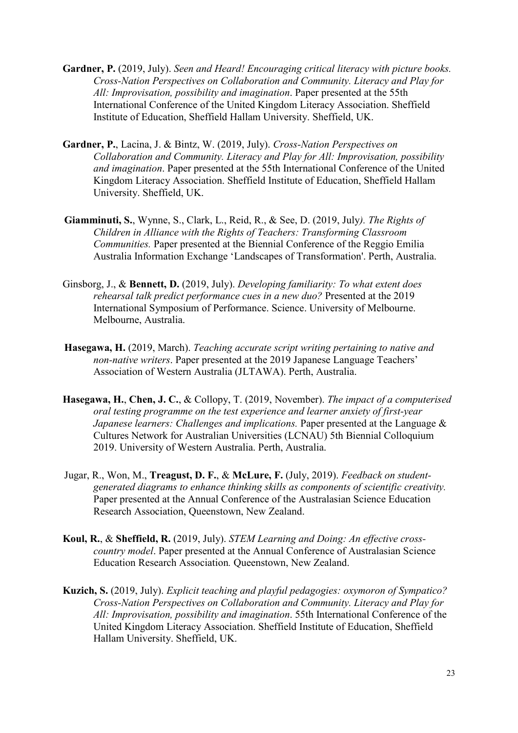**Gardner, P.** (2019, July). *Seen and Heard! Encouraging critical literacy with picture books. Cross-Nation Perspectives on Collaboration and Community. Literacy and Play for All: Improvisation, possibility and imagination*. Paper presented at the 55th International Conference of the United Kingdom Literacy Association. Sheffield Institute of Education, Sheffield Hallam University. Sheffield, UK.

**Gardner, P.**, Lacina, J. & Bintz, W. (2019, July). *Cross-Nation Perspectives on Collaboration and Community. Literacy and Play for All: Improvisation, possibility and imagination*. Paper presented at the 55th International Conference of the United Kingdom Literacy Association. Sheffield Institute of Education, Sheffield Hallam University. Sheffield, UK.

**Giamminuti, S.**, Wynne, S., Clark, L., Reid, R., & See, D. (2019, July*). The Rights of Children in Alliance with the Rights of Teachers: Transforming Classroom Communities.* Paper presented at the Biennial Conference of the Reggio Emilia Australia Information Exchange 'Landscapes of Transformation'. Perth, Australia.

Ginsborg, J., & **Bennett, D.** (2019, July). *Developing familiarity: To what extent does rehearsal talk predict performance cues in a new duo?* Presented at the 2019 International Symposium of Performance. Science. University of Melbourne. Melbourne, Australia.

**Hasegawa, H.** (2019, March). *Teaching accurate script writing pertaining to native and non-native writers*. Paper presented at the 2019 Japanese Language Teachers' Association of Western Australia (JLTAWA). Perth, Australia.

**Hasegawa, H.**, **Chen, J. C.**, & Collopy, T. (2019, November). *The impact of a computerised oral testing programme on the test experience and learner anxiety of first-year Japanese learners: Challenges and implications.* Paper presented at the Language & Cultures Network for Australian Universities (LCNAU) 5th Biennial Colloquium 2019. University of Western Australia. Perth, Australia.

Jugar, R., Won, M., **Treagust, D. F.**, & **McLure, F.** (July, 2019). *Feedback on student-generated diagrams to enhance thinking skills as components of scientific creativity.* Paper presented at the Annual Conference of the Australasian Science Education Research Association, Queenstown, New Zealand.

**Koul, R.**, & **Sheffield, R.** (2019, July). *STEM Learning and Doing: An effective cross-country model*. Paper presented at the Annual Conference of Australasian Science Education Research Association*.* Queenstown, New Zealand.

**Kuzich, S.** (2019, July). *Explicit teaching and playful pedagogies: oxymoron of Sympatico? Cross-Nation Perspectives on Collaboration and Community. Literacy and Play for All: Improvisation, possibility and imagination*. 55th International Conference of the United Kingdom Literacy Association. Sheffield Institute of Education, Sheffield Hallam University. Sheffield, UK.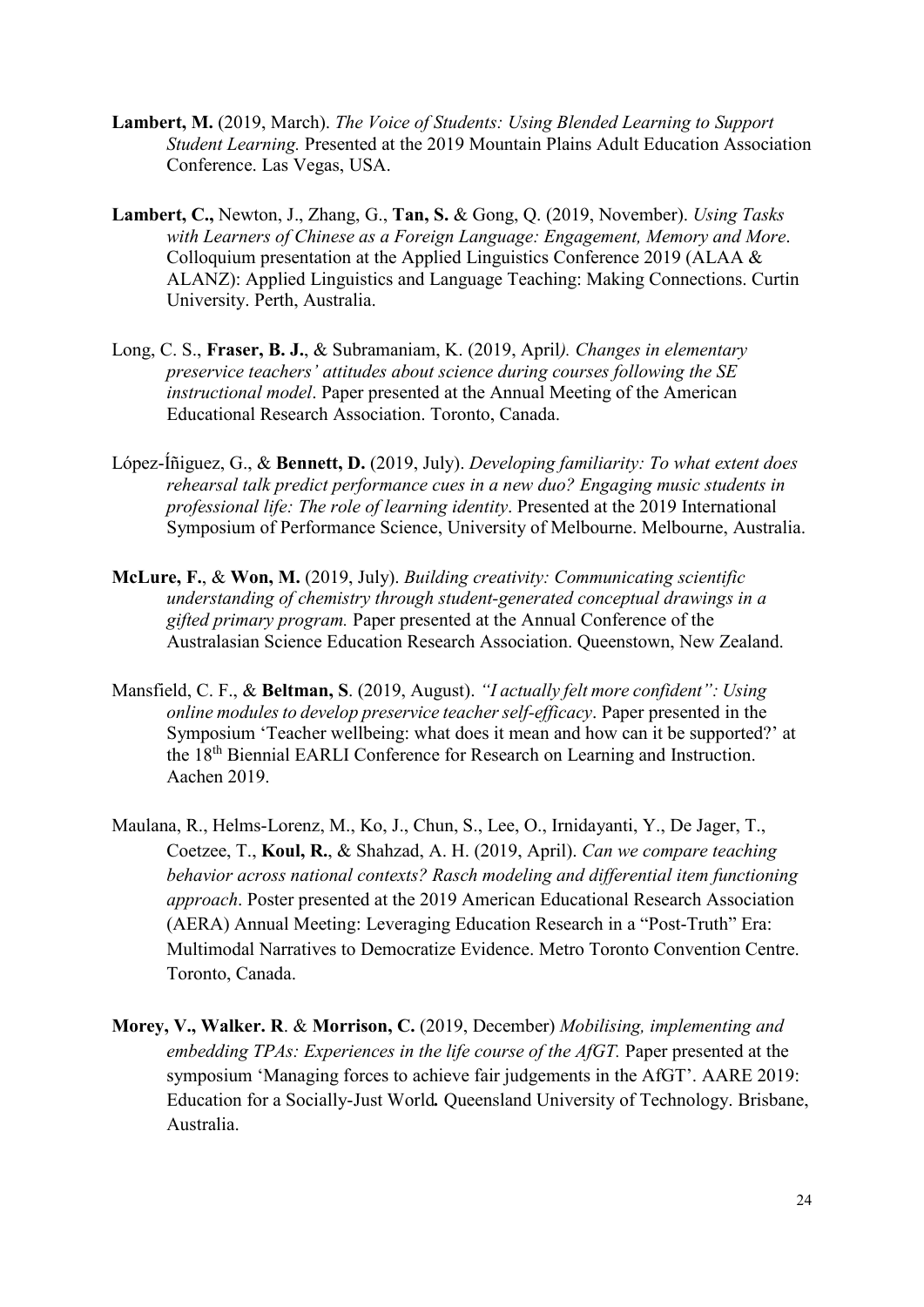**Lambert, M.** (2019, March). *The Voice of Students: Using Blended Learning to Support Student Learning.* Presented at the 2019 Mountain Plains Adult Education Association Conference. Las Vegas, USA.

**Lambert, C.,** Newton, J., Zhang, G., **Tan, S.** & Gong, Q. (2019, November). *Using Tasks with Learners of Chinese as a Foreign Language: Engagement, Memory and More*. Colloquium presentation at the Applied Linguistics Conference 2019 (ALAA & ALANZ): Applied Linguistics and Language Teaching: Making Connections. Curtin University. Perth, Australia.

Long, C. S., **Fraser, B. J.**, & Subramaniam, K. (2019, April*). Changes in elementary preservice teachers' attitudes about science during courses following the SE instructional model*. Paper presented at the Annual Meeting of the American Educational Research Association. Toronto, Canada.

López-Íñiguez, G., & **Bennett, D.** (2019, July). *Developing familiarity: To what extent does rehearsal talk predict performance cues in a new duo? Engaging music students in professional life: The role of learning identity*. Presented at the 2019 International Symposium of Performance Science, University of Melbourne. Melbourne, Australia.

**McLure, F.**, & **Won, M.** (2019, July). *Building creativity: Communicating scientific understanding of chemistry through student-generated conceptual drawings in a gifted primary program.* Paper presented at the Annual Conference of the Australasian Science Education Research Association. Queenstown, New Zealand.

Mansfield, C. F., & **Beltman, S**. (2019, August). *"I actually felt more confident": Using online modules to develop preservice teacher self-efficacy*. Paper presented in the Symposium 'Teacher wellbeing: what does it mean and how can it be supported?' at the 18th Biennial EARLI Conference for Research on Learning and Instruction. Aachen 2019.

Maulana, R., Helms-Lorenz, M., Ko, J., Chun, S., Lee, O., Irnidayanti, Y., De Jager, T., Coetzee, T., **Koul, R.**, & Shahzad, A. H. (2019, April). *Can we compare teaching behavior across national contexts? Rasch modeling and differential item functioning approach*. Poster presented at the 2019 American Educational Research Association (AERA) Annual Meeting: Leveraging Education Research in a "Post-Truth" Era: Multimodal Narratives to Democratize Evidence. Metro Toronto Convention Centre. Toronto, Canada.

**Morey, V., Walker. R**. & **Morrison, C.** (2019, December) *Mobilising, implementing and embedding TPAs: Experiences in the life course of the AfGT.* Paper presented at the symposium 'Managing forces to achieve fair judgements in the AfGT'. AARE 2019: Education for a Socially-Just World**.** Queensland University of Technology. Brisbane, Australia.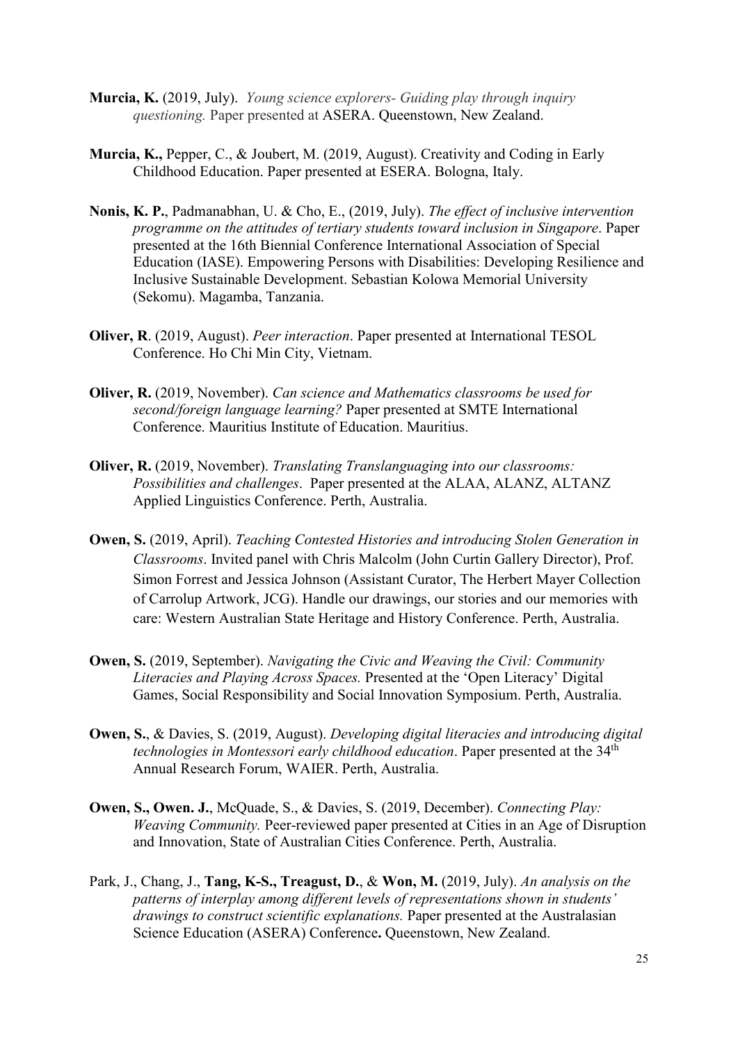**Murcia, K.** (2019, July). *Young science explorers- Guiding play through inquiry questioning.* Paper presented at ASERA. Queenstown, New Zealand.

**Murcia, K.,** Pepper, C., & Joubert, M. (2019, August). Creativity and Coding in Early Childhood Education. Paper presented at ESERA. Bologna, Italy.

**Nonis, K. P.**, Padmanabhan, U. & Cho, E., (2019, July). *The effect of inclusive intervention programme on the attitudes of tertiary students toward inclusion in Singapore*. Paper presented at the 16th Biennial Conference International Association of Special Education (IASE). Empowering Persons with Disabilities: Developing Resilience and Inclusive Sustainable Development. Sebastian Kolowa Memorial University (Sekomu). Magamba, Tanzania.

**Oliver, R**. (2019, August). *Peer interaction*. Paper presented at International TESOL Conference. Ho Chi Min City, Vietnam.

**Oliver, R.** (2019, November). *Can science and Mathematics classrooms be used for second/foreign language learning?* Paper presented at SMTE International Conference. Mauritius Institute of Education. Mauritius.

**Oliver, R.** (2019, November). *Translating Translanguaging into our classrooms: Possibilities and challenges*. Paper presented at the ALAA, ALANZ, ALTANZ Applied Linguistics Conference. Perth, Australia.

**Owen, S.** (2019, April). *Teaching Contested Histories and introducing Stolen Generation in Classrooms*. Invited panel with Chris Malcolm (John Curtin Gallery Director), Prof. Simon Forrest and Jessica Johnson (Assistant Curator, The Herbert Mayer Collection of Carrolup Artwork, JCG). Handle our drawings, our stories and our memories with care: Western Australian State Heritage and History Conference. Perth, Australia.

**Owen, S.** (2019, September). *Navigating the Civic and Weaving the Civil: Community Literacies and Playing Across Spaces.* Presented at the 'Open Literacy' Digital Games, Social Responsibility and Social Innovation Symposium. Perth, Australia.

**Owen, S.**, & Davies, S. (2019, August). *Developing digital literacies and introducing digital technologies in Montessori early childhood education*. Paper presented at the 34th Annual Research Forum, WAIER. Perth, Australia.

**Owen, S., Owen. J.**, McQuade, S., & Davies, S. (2019, December). *Connecting Play: Weaving Community.* Peer-reviewed paper presented at Cities in an Age of Disruption and Innovation, State of Australian Cities Conference. Perth, Australia.

Park, J., Chang, J., **Tang, K-S., Treagust, D.**, & **Won, M.** (2019, July). *An analysis on the patterns of interplay among different levels of representations shown in students' drawings to construct scientific explanations.* Paper presented at the Australasian Science Education (ASERA) Conference**.** Queenstown, New Zealand.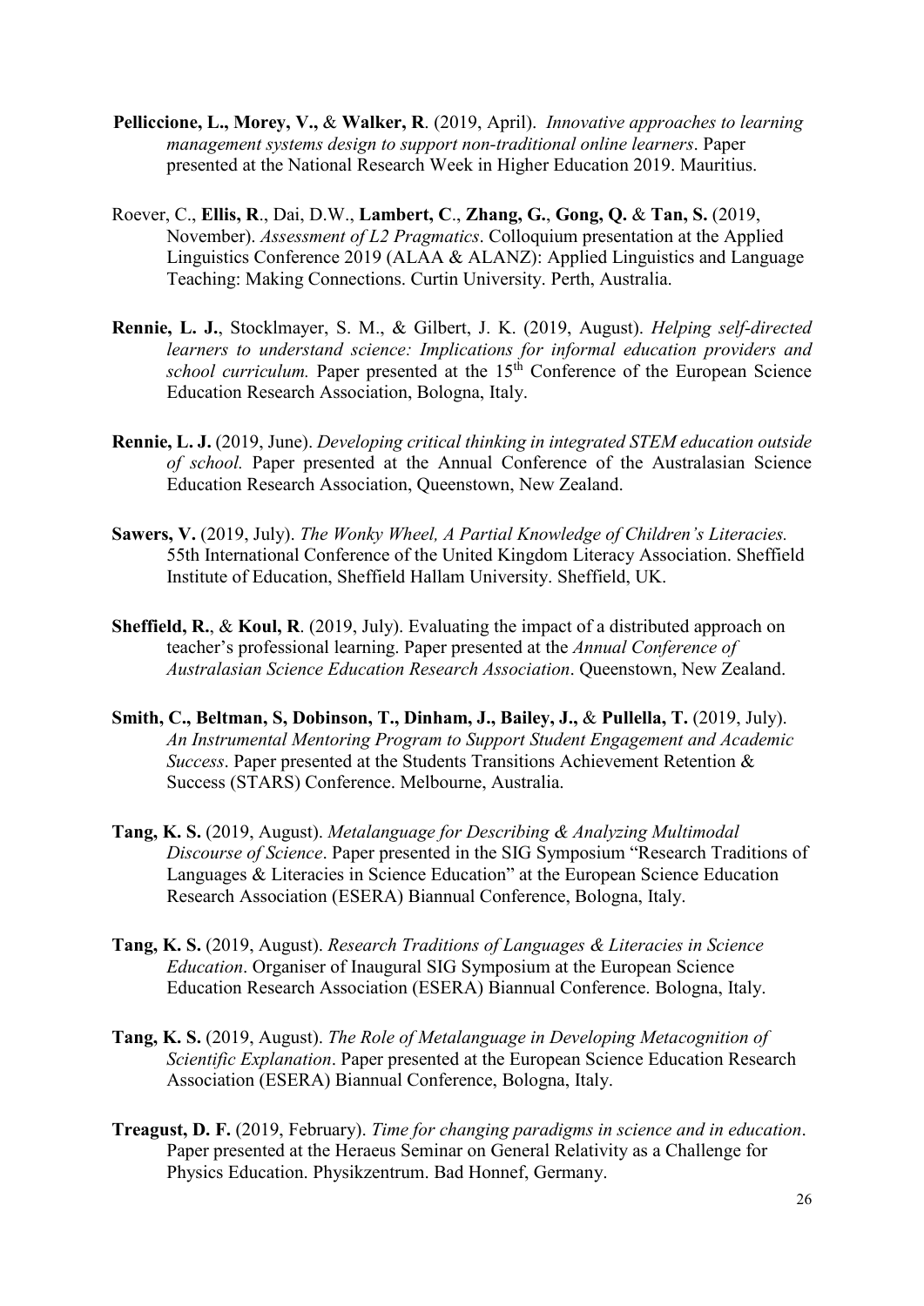**Pelliccione, L., Morey, V.,** & **Walker, R**. (2019, April). *Innovative approaches to learning management systems design to support non-traditional online learners*. Paper presented at the National Research Week in Higher Education 2019. Mauritius.

Roever, C., **Ellis, R**., Dai, D.W., **Lambert, C**., **Zhang, G.**, **Gong, Q.** & **Tan, S.** (2019, November). *Assessment of L2 Pragmatics*. Colloquium presentation at the Applied Linguistics Conference 2019 (ALAA & ALANZ): Applied Linguistics and Language Teaching: Making Connections. Curtin University. Perth, Australia.

**Rennie, L. J.**, Stocklmayer, S. M., & Gilbert, J. K. (2019, August). *Helping self-directed learners to understand science: Implications for informal education providers and school curriculum.* Paper presented at the 15th Conference of the European Science Education Research Association, Bologna, Italy.

**Rennie, L. J.** (2019, June). *Developing critical thinking in integrated STEM education outside of school.* Paper presented at the Annual Conference of the Australasian Science Education Research Association, Queenstown, New Zealand.

**Sawers, V.** (2019, July). *The Wonky Wheel, A Partial Knowledge of Children's Literacies.* 55th International Conference of the United Kingdom Literacy Association. Sheffield Institute of Education, Sheffield Hallam University. Sheffield, UK.

**Sheffield, R.**, & **Koul, R**. (2019, July). Evaluating the impact of a distributed approach on teacher's professional learning. Paper presented at the *Annual Conference of Australasian Science Education Research Association*. Queenstown, New Zealand.

**Smith, C., Beltman, S, Dobinson, T., Dinham, J., Bailey, J.,** & **Pullella, T.** (2019, July). *An Instrumental Mentoring Program to Support Student Engagement and Academic Success*. Paper presented at the Students Transitions Achievement Retention & Success (STARS) Conference. Melbourne, Australia.

**Tang, K. S.** (2019, August). *Metalanguage for Describing & Analyzing Multimodal Discourse of Science*. Paper presented in the SIG Symposium "Research Traditions of Languages & Literacies in Science Education" at the European Science Education Research Association (ESERA) Biannual Conference, Bologna, Italy.

**Tang, K. S.** (2019, August). *Research Traditions of Languages & Literacies in Science Education*. Organiser of Inaugural SIG Symposium at the European Science Education Research Association (ESERA) Biannual Conference. Bologna, Italy.

**Tang, K. S.** (2019, August). *The Role of Metalanguage in Developing Metacognition of Scientific Explanation*. Paper presented at the European Science Education Research Association (ESERA) Biannual Conference, Bologna, Italy.

**Treagust, D. F.** (2019, February). *Time for changing paradigms in science and in education*. Paper presented at the Heraeus Seminar on General Relativity as a Challenge for Physics Education. Physikzentrum. Bad Honnef, Germany.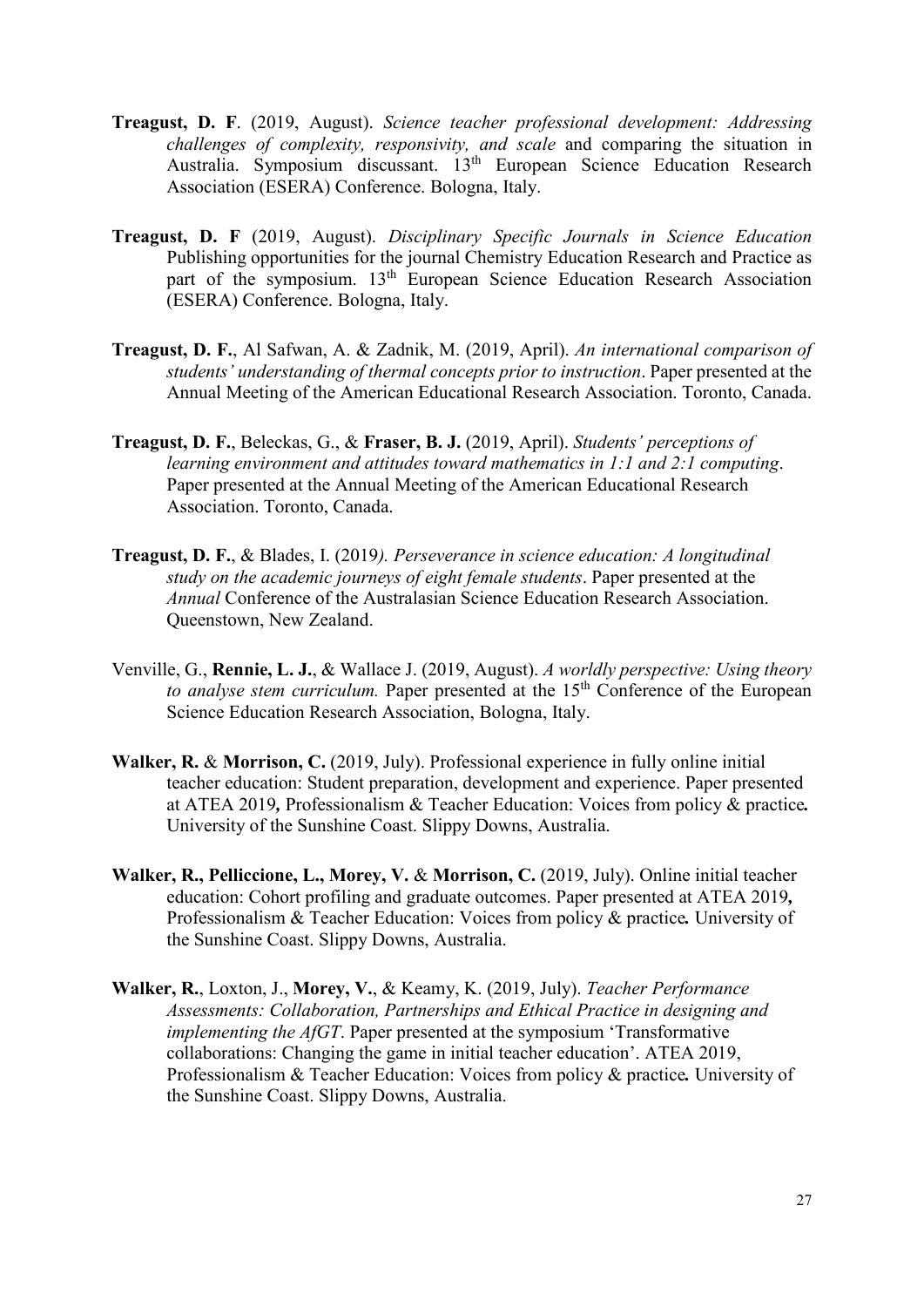**Treagust, D. F**. (2019, August). *Science teacher professional development: Addressing challenges of complexity, responsivity, and scale* and comparing the situation in Australia. Symposium discussant. 13th European Science Education Research Association (ESERA) Conference. Bologna, Italy.

**Treagust, D. F** (2019, August). *Disciplinary Specific Journals in Science Education* Publishing opportunities for the journal Chemistry Education Research and Practice as part of the symposium. 13th European Science Education Research Association (ESERA) Conference. Bologna, Italy.

**Treagust, D. F.**, Al Safwan, A. & Zadnik, M. (2019, April). *An international comparison of students' understanding of thermal concepts prior to instruction*. Paper presented at the Annual Meeting of the American Educational Research Association. Toronto, Canada.

**Treagust, D. F.**, Beleckas, G., & **Fraser, B. J.** (2019, April). *Students' perceptions of learning environment and attitudes toward mathematics in 1:1 and 2:1 computing*. Paper presented at the Annual Meeting of the American Educational Research Association. Toronto, Canada.

**Treagust, D. F.**, & Blades, I. (2019*). Perseverance in science education: A longitudinal study on the academic journeys of eight female students*. Paper presented at the *Annual* Conference of the Australasian Science Education Research Association. Queenstown, New Zealand.

Venville, G., **Rennie, L. J.**, & Wallace J. (2019, August). *A worldly perspective: Using theory to analyse stem curriculum.* Paper presented at the 15th Conference of the European Science Education Research Association, Bologna, Italy.

**Walker, R.** & **Morrison, C.** (2019, July). Professional experience in fully online initial teacher education: Student preparation, development and experience. Paper presented at ATEA 2019***,*** Professionalism & Teacher Education: Voices from policy & practice***.*** University of the Sunshine Coast. Slippy Downs, Australia.

**Walker, R., Pelliccione, L., Morey, V.** & **Morrison, C.** (2019, July). Online initial teacher education: Cohort profiling and graduate outcomes. Paper presented at ATEA 2019***,*** Professionalism & Teacher Education: Voices from policy & practice***.*** University of the Sunshine Coast. Slippy Downs, Australia.

**Walker, R.**, Loxton, J., **Morey, V.**, & Keamy, K. (2019, July). *Teacher Performance Assessments: Collaboration, Partnerships and Ethical Practice in designing and implementing the AfGT*. Paper presented at the symposium 'Transformative collaborations: Changing the game in initial teacher education'. ATEA 2019, Professionalism & Teacher Education: Voices from policy & practice***.*** University of the Sunshine Coast. Slippy Downs, Australia.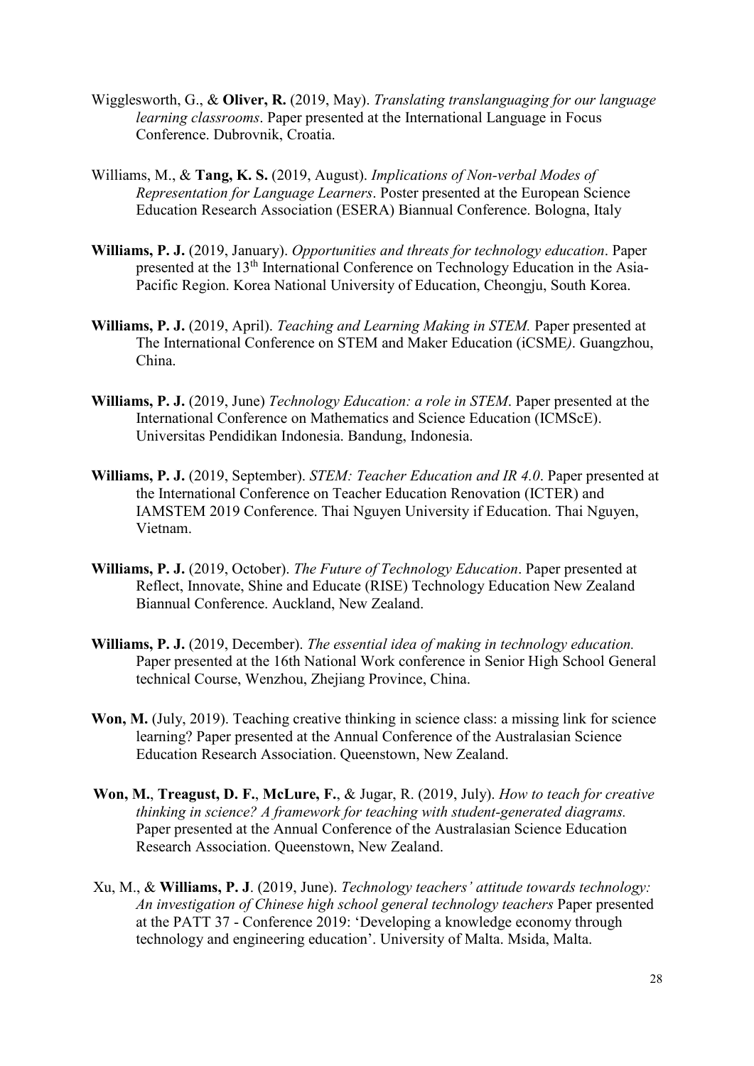Wigglesworth, G., & **Oliver, R.** (2019, May). *Translating translanguaging for our language learning classrooms*. Paper presented at the International Language in Focus Conference. Dubrovnik, Croatia.

Williams, M., & **Tang, K. S.** (2019, August). *Implications of Non-verbal Modes of Representation for Language Learners*. Poster presented at the European Science Education Research Association (ESERA) Biannual Conference. Bologna, Italy

**Williams, P. J.** (2019, January). *Opportunities and threats for technology education*. Paper presented at the 13th International Conference on Technology Education in the Asia-Pacific Region. Korea National University of Education, Cheongju, South Korea.

**Williams, P. J.** (2019, April). *Teaching and Learning Making in STEM.* Paper presented at The International Conference on STEM and Maker Education (iCSME*)*. Guangzhou, China.

**Williams, P. J.** (2019, June) *Technology Education: a role in STEM*. Paper presented at the International Conference on Mathematics and Science Education (ICMScE). Universitas Pendidikan Indonesia. Bandung, Indonesia.

**Williams, P. J.** (2019, September). *STEM: Teacher Education and IR 4.0*. Paper presented at the International Conference on Teacher Education Renovation (ICTER) and IAMSTEM 2019 Conference. Thai Nguyen University if Education. Thai Nguyen, Vietnam.

**Williams, P. J.** (2019, October). *The Future of Technology Education*. Paper presented at Reflect, Innovate, Shine and Educate (RISE) Technology Education New Zealand Biannual Conference. Auckland, New Zealand.

**Williams, P. J.** (2019, December). *The essential idea of making in technology education.* Paper presented at the 16th National Work conference in Senior High School General technical Course, Wenzhou, Zhejiang Province, China.

**Won, M.** (July, 2019). Teaching creative thinking in science class: a missing link for science learning? Paper presented at the Annual Conference of the Australasian Science Education Research Association. Queenstown, New Zealand.

**Won, M.**, **Treagust, D. F.**, **McLure, F.**, & Jugar, R. (2019, July). *How to teach for creative thinking in science? A framework for teaching with student-generated diagrams.* Paper presented at the Annual Conference of the Australasian Science Education Research Association. Queenstown, New Zealand.

Xu, M., & **Williams, P. J**. (2019, June). *Technology teachers' attitude towards technology: An investigation of Chinese high school general technology teachers* Paper presented at the PATT 37 - Conference 2019: 'Developing a knowledge economy through technology and engineering education'. University of Malta. Msida, Malta.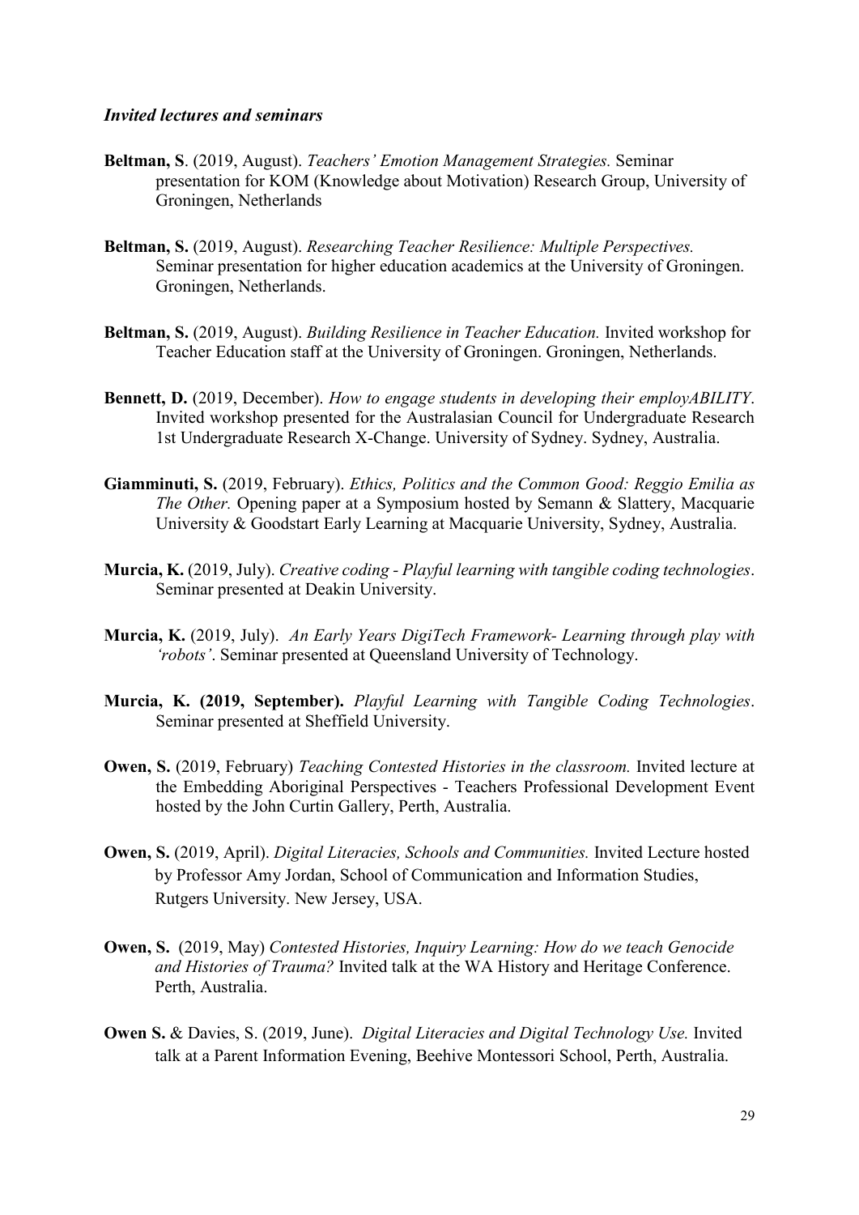### *Invited lectures and seminars*

**Beltman, S**. (2019, August). *Teachers' Emotion Management Strategies.* Seminar presentation for KOM (Knowledge about Motivation) Research Group, University of Groningen, Netherlands

**Beltman, S.** (2019, August). *Researching Teacher Resilience: Multiple Perspectives.* Seminar presentation for higher education academics at the University of Groningen. Groningen, Netherlands.

**Beltman, S.** (2019, August). *Building Resilience in Teacher Education.* Invited workshop for Teacher Education staff at the University of Groningen. Groningen, Netherlands.

**Bennett, D.** (2019, December). *How to engage students in developing their employABILITY*. Invited workshop presented for the Australasian Council for Undergraduate Research 1st Undergraduate Research X-Change. University of Sydney. Sydney, Australia.

**Giamminuti, S.** (2019, February). *Ethics, Politics and the Common Good: Reggio Emilia as The Other.* Opening paper at a Symposium hosted by Semann & Slattery, Macquarie University & Goodstart Early Learning at Macquarie University, Sydney, Australia.

**Murcia, K.** (2019, July). *Creative coding - Playful learning with tangible coding technologies*. Seminar presented at Deakin University.

**Murcia, K.** (2019, July). *An Early Years DigiTech Framework- Learning through play with 'robots'*. Seminar presented at Queensland University of Technology.

**Murcia, K. (2019, September).** *Playful Learning with Tangible Coding Technologies*. Seminar presented at Sheffield University.

**Owen, S.** (2019, February) *Teaching Contested Histories in the classroom.* Invited lecture at the Embedding Aboriginal Perspectives - Teachers Professional Development Event hosted by the John Curtin Gallery, Perth, Australia.

**Owen, S.** (2019, April). *Digital Literacies, Schools and Communities.* Invited Lecture hosted by Professor Amy Jordan, School of Communication and Information Studies, Rutgers University. New Jersey, USA.

**Owen, S.** (2019, May) *Contested Histories, Inquiry Learning: How do we teach Genocide and Histories of Trauma?* Invited talk at the WA History and Heritage Conference. Perth, Australia.

**Owen S.** & Davies, S. (2019, June). *Digital Literacies and Digital Technology Use.* Invited talk at a Parent Information Evening, Beehive Montessori School, Perth, Australia.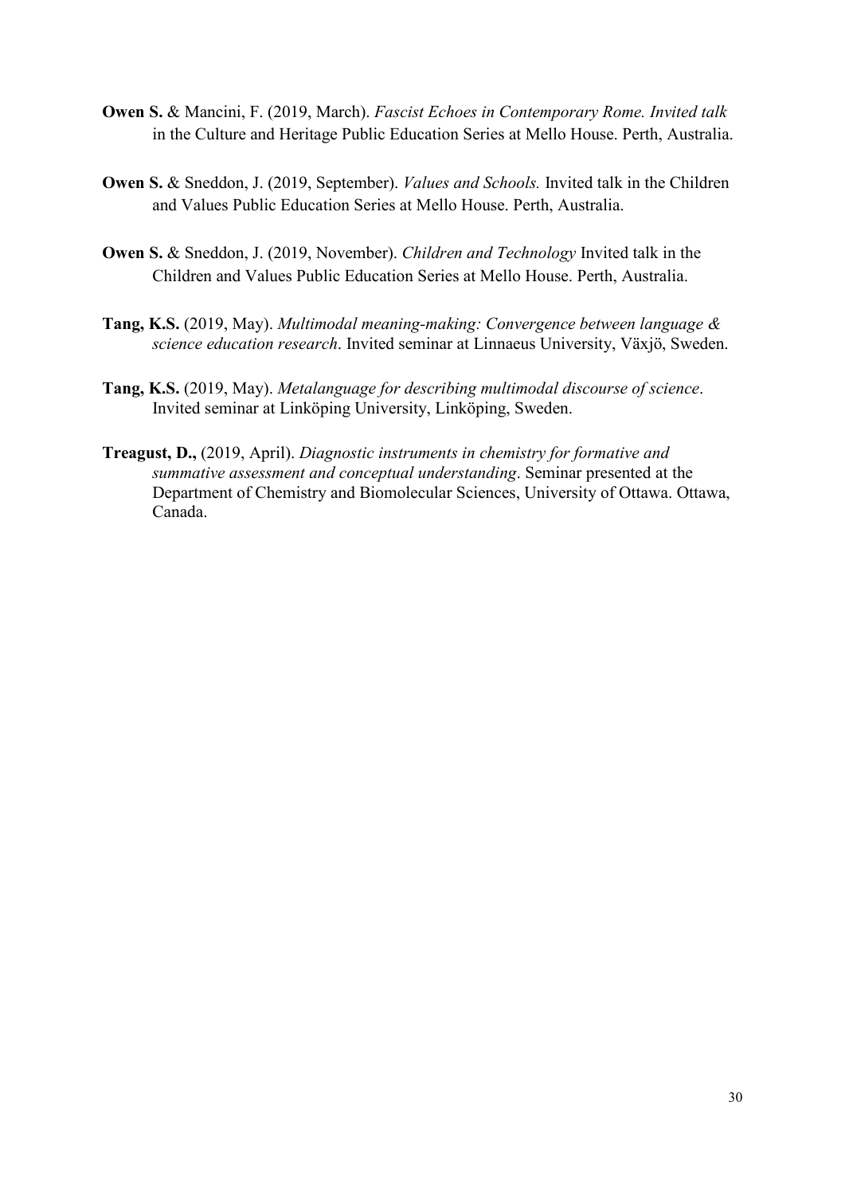**Owen S.** & Mancini, F. (2019, March). *Fascist Echoes in Contemporary Rome. Invited talk* in the Culture and Heritage Public Education Series at Mello House. Perth, Australia.

**Owen S.** & Sneddon, J. (2019, September). *Values and Schools.* Invited talk in the Children and Values Public Education Series at Mello House. Perth, Australia.

**Owen S.** & Sneddon, J. (2019, November). *Children and Technology* Invited talk in the Children and Values Public Education Series at Mello House. Perth, Australia.

**Tang, K.S.** (2019, May). *Multimodal meaning-making: Convergence between language & science education research*. Invited seminar at Linnaeus University, Växjö, Sweden.

**Tang, K.S.** (2019, May). *Metalanguage for describing multimodal discourse of science*. Invited seminar at Linköping University, Linköping, Sweden.

**Treagust, D.,** (2019, April). *Diagnostic instruments in chemistry for formative and summative assessment and conceptual understanding*. Seminar presented at the Department of Chemistry and Biomolecular Sciences, University of Ottawa. Ottawa, Canada.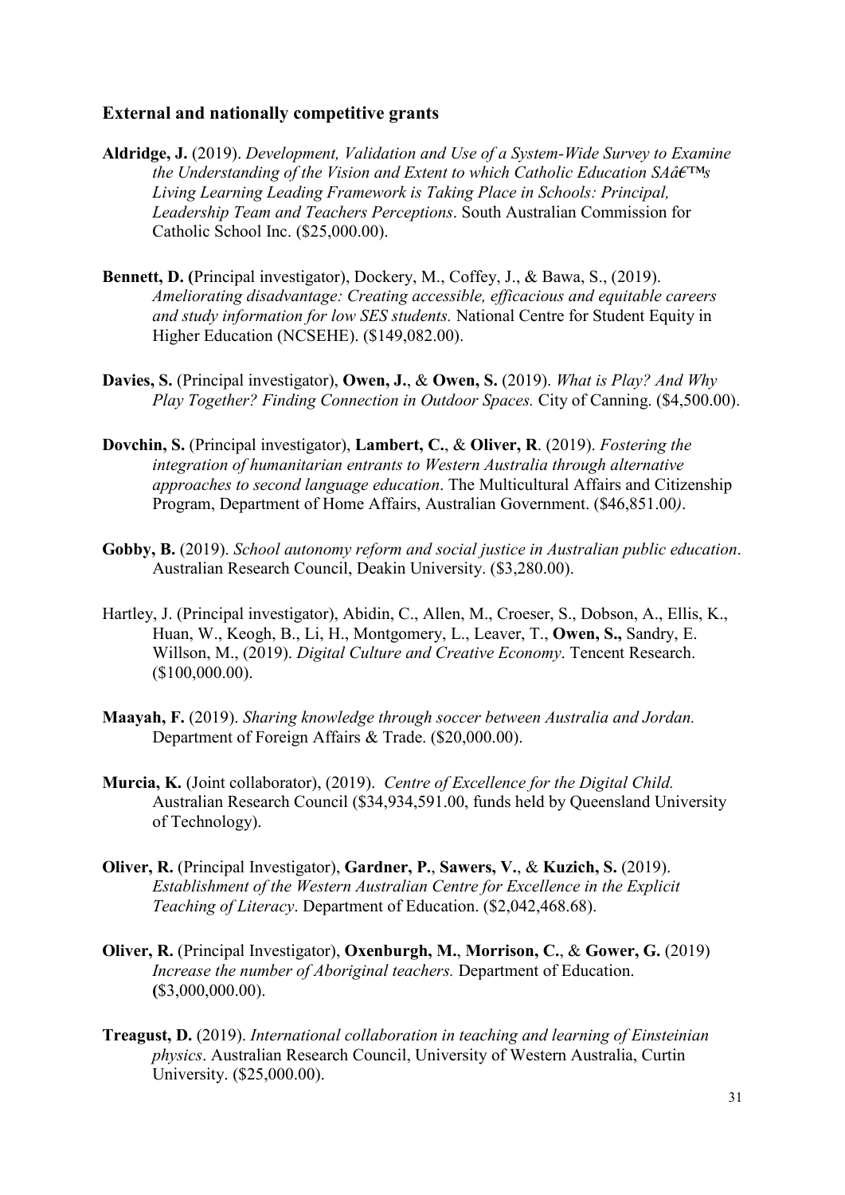## External and nationally competitive grants

**Aldridge, J.** (2019). *Development, Validation and Use of a System-Wide Survey to Examine the Understanding of the Vision and Extent to which Catholic Education SAâ€™s Living Learning Leading Framework is Taking Place in Schools: Principal, Leadership Team and Teachers Perceptions*. South Australian Commission for Catholic School Inc. ($25,000.00).

**Bennett, D. (**Principal investigator), Dockery, M., Coffey, J., & Bawa, S., (2019). *Ameliorating disadvantage: Creating accessible, efficacious and equitable careers and study information for low SES students.* National Centre for Student Equity in Higher Education (NCSEHE). ($149,082.00).

**Davies, S.** (Principal investigator), **Owen, J.**, & **Owen, S.** (2019). *What is Play? And Why Play Together? Finding Connection in Outdoor Spaces.* City of Canning. ($4,500.00).

**Dovchin, S.** (Principal investigator), **Lambert, C.**, & **Oliver, R**. (2019). *Fostering the integration of humanitarian entrants to Western Australia through alternative approaches to second language education*. The Multicultural Affairs and Citizenship Program, Department of Home Affairs, Australian Government. ($46,851.00*)*.

**Gobby, B.** (2019). *School autonomy reform and social justice in Australian public education*. Australian Research Council, Deakin University. ($3,280.00).

Hartley, J. (Principal investigator), Abidin, C., Allen, M., Croeser, S., Dobson, A., Ellis, K., Huan, W., Keogh, B., Li, H., Montgomery, L., Leaver, T., **Owen, S.,** Sandry, E. Willson, M., (2019). *Digital Culture and Creative Economy*. Tencent Research. ($100,000.00).

**Maayah, F.** (2019). *Sharing knowledge through soccer between Australia and Jordan.* Department of Foreign Affairs & Trade. ($20,000.00).

**Murcia, K.** (Joint collaborator), (2019). *Centre of Excellence for the Digital Child.* Australian Research Council ($34,934,591.00, funds held by Queensland University of Technology).

**Oliver, R.** (Principal Investigator), **Gardner, P.**, **Sawers, V.**, & **Kuzich, S.** (2019). *Establishment of the Western Australian Centre for Excellence in the Explicit Teaching of Literacy*. Department of Education. ($2,042,468.68).

**Oliver, R.** (Principal Investigator), **Oxenburgh, M.**, **Morrison, C.**, & **Gower, G.** (2019) *Increase the number of Aboriginal teachers.* Department of Education. **(**$3,000,000.00).

**Treagust, D.** (2019). *International collaboration in teaching and learning of Einsteinian physics*. Australian Research Council, University of Western Australia, Curtin University. ($25,000.00).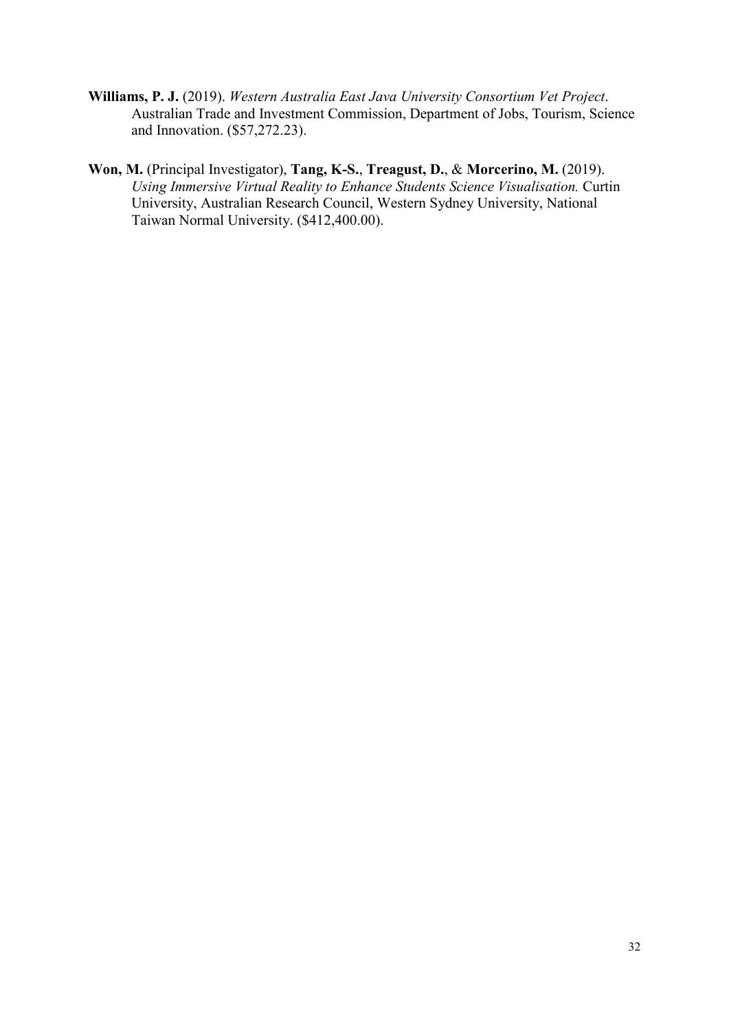**Williams, P. J.** (2019). *Western Australia East Java University Consortium Vet Project*. Australian Trade and Investment Commission, Department of Jobs, Tourism, Science and Innovation. ($57,272.23).

**Won, M.** (Principal Investigator), **Tang, K-S.**, **Treagust, D.**, & **Morcerino, M.** (2019). *Using Immersive Virtual Reality to Enhance Students Science Visualisation.* Curtin University, Australian Research Council, Western Sydney University, National Taiwan Normal University. ($412,400.00).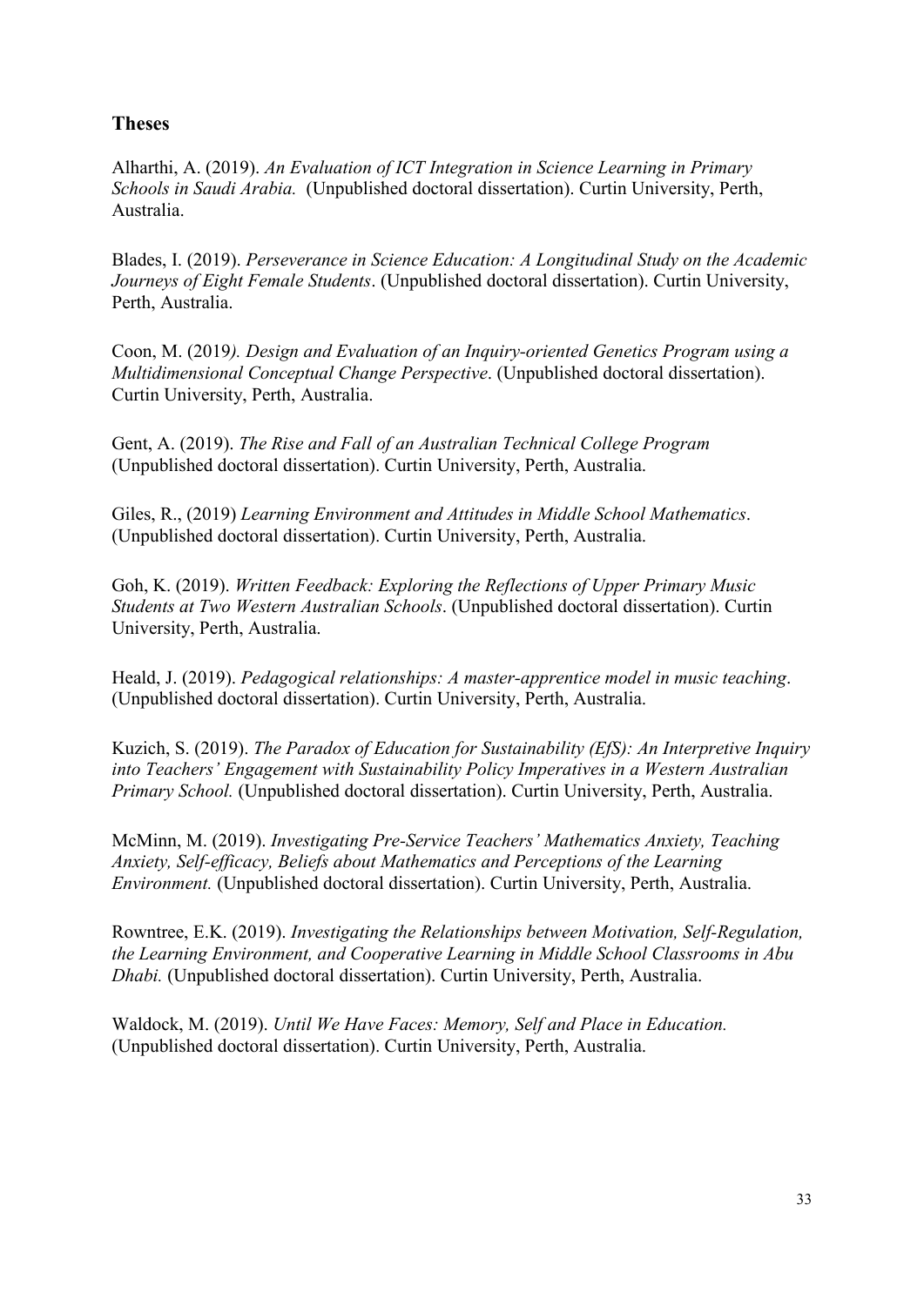## Theses

Alharthi, A. (2019). *An Evaluation of ICT Integration in Science Learning in Primary Schools in Saudi Arabia.* (Unpublished doctoral dissertation). Curtin University, Perth, Australia.

Blades, I. (2019). *Perseverance in Science Education: A Longitudinal Study on the Academic Journeys of Eight Female Students*. (Unpublished doctoral dissertation). Curtin University, Perth, Australia.

Coon, M. (2019*). Design and Evaluation of an Inquiry-oriented Genetics Program using a Multidimensional Conceptual Change Perspective*. (Unpublished doctoral dissertation). Curtin University, Perth, Australia.

Gent, A. (2019). *The Rise and Fall of an Australian Technical College Program* (Unpublished doctoral dissertation). Curtin University, Perth, Australia.

Giles, R., (2019) *Learning Environment and Attitudes in Middle School Mathematics*. (Unpublished doctoral dissertation). Curtin University, Perth, Australia.

Goh, K. (2019). *Written Feedback: Exploring the Reflections of Upper Primary Music Students at Two Western Australian Schools*. (Unpublished doctoral dissertation). Curtin University, Perth, Australia.

Heald, J. (2019). *Pedagogical relationships: A master-apprentice model in music teaching*. (Unpublished doctoral dissertation). Curtin University, Perth, Australia.

Kuzich, S. (2019). *The Paradox of Education for Sustainability (EfS): An Interpretive Inquiry into Teachers' Engagement with Sustainability Policy Imperatives in a Western Australian Primary School.* (Unpublished doctoral dissertation). Curtin University, Perth, Australia.

McMinn, M. (2019). *Investigating Pre-Service Teachers' Mathematics Anxiety, Teaching Anxiety, Self-efficacy, Beliefs about Mathematics and Perceptions of the Learning Environment.* (Unpublished doctoral dissertation). Curtin University, Perth, Australia.

Rowntree, E.K. (2019). *Investigating the Relationships between Motivation, Self-Regulation, the Learning Environment, and Cooperative Learning in Middle School Classrooms in Abu Dhabi.* (Unpublished doctoral dissertation). Curtin University, Perth, Australia.

Waldock, M. (2019). *Until We Have Faces: Memory, Self and Place in Education.* (Unpublished doctoral dissertation). Curtin University, Perth, Australia.